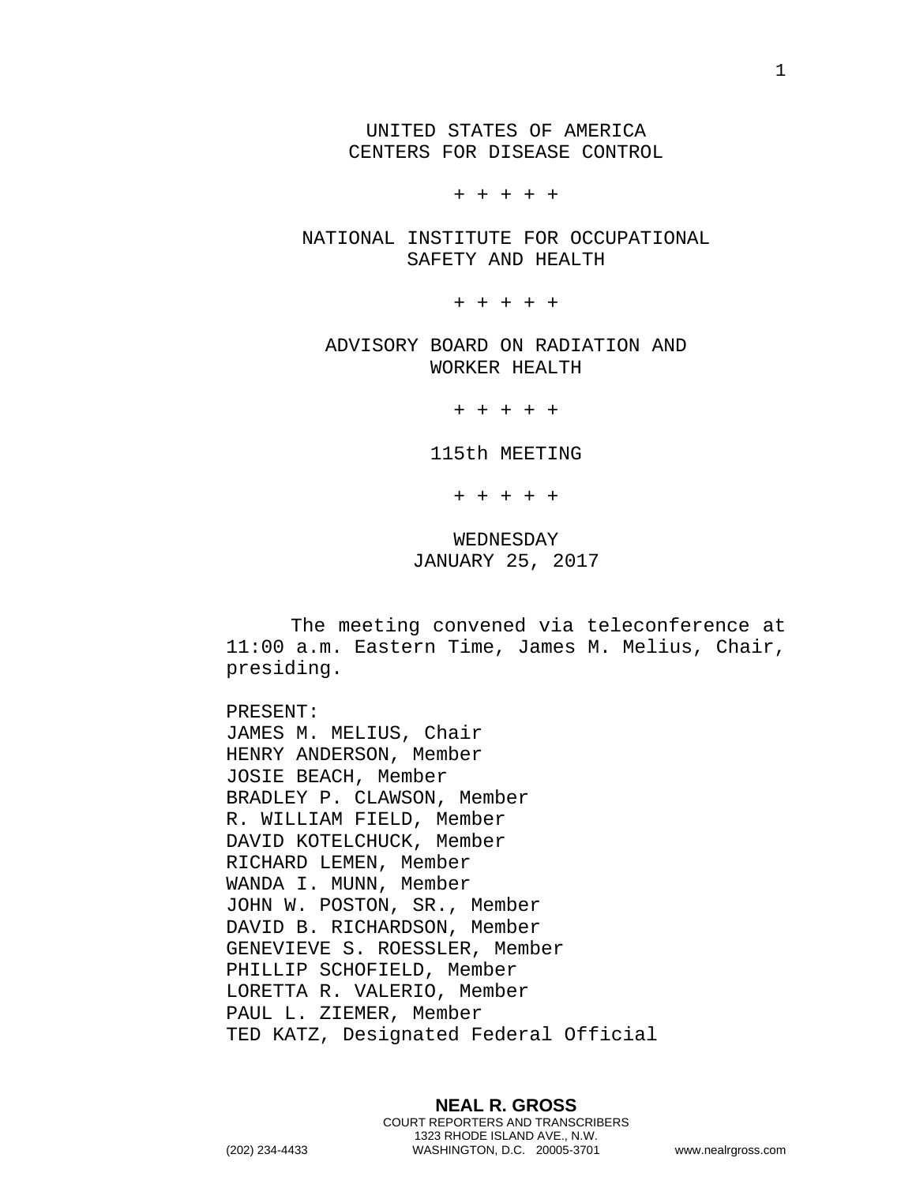UNITED STATES OF AMERICA
CENTERS FOR DISEASE CONTROL

+ + + + +

NATIONAL INSTITUTE FOR OCCUPATIONAL SAFETY AND HEALTH

+ + + + +

ADVISORY BOARD ON RADIATION AND WORKER HEALTH

+ + + + +

115th MEETING

+ + + + +

WEDNESDAY
JANUARY 25, 2017

The meeting convened via teleconference at 11:00 a.m. Eastern Time, James M. Melius, Chair, presiding.

PRESENT:
JAMES M. MELIUS, Chair
HENRY ANDERSON, Member
JOSIE BEACH, Member
BRADLEY P. CLAWSON, Member
R. WILLIAM FIELD, Member
DAVID KOTELCHUCK, Member
RICHARD LEMEN, Member
WANDA I. MUNN, Member
JOHN W. POSTON, SR., Member
DAVID B. RICHARDSON, Member
GENEVIEVE S. ROESSLER, Member
PHILLIP SCHOFIELD, Member
LORETTA R. VALERIO, Member
PAUL L. ZIEMER, Member
TED KATZ, Designated Federal Official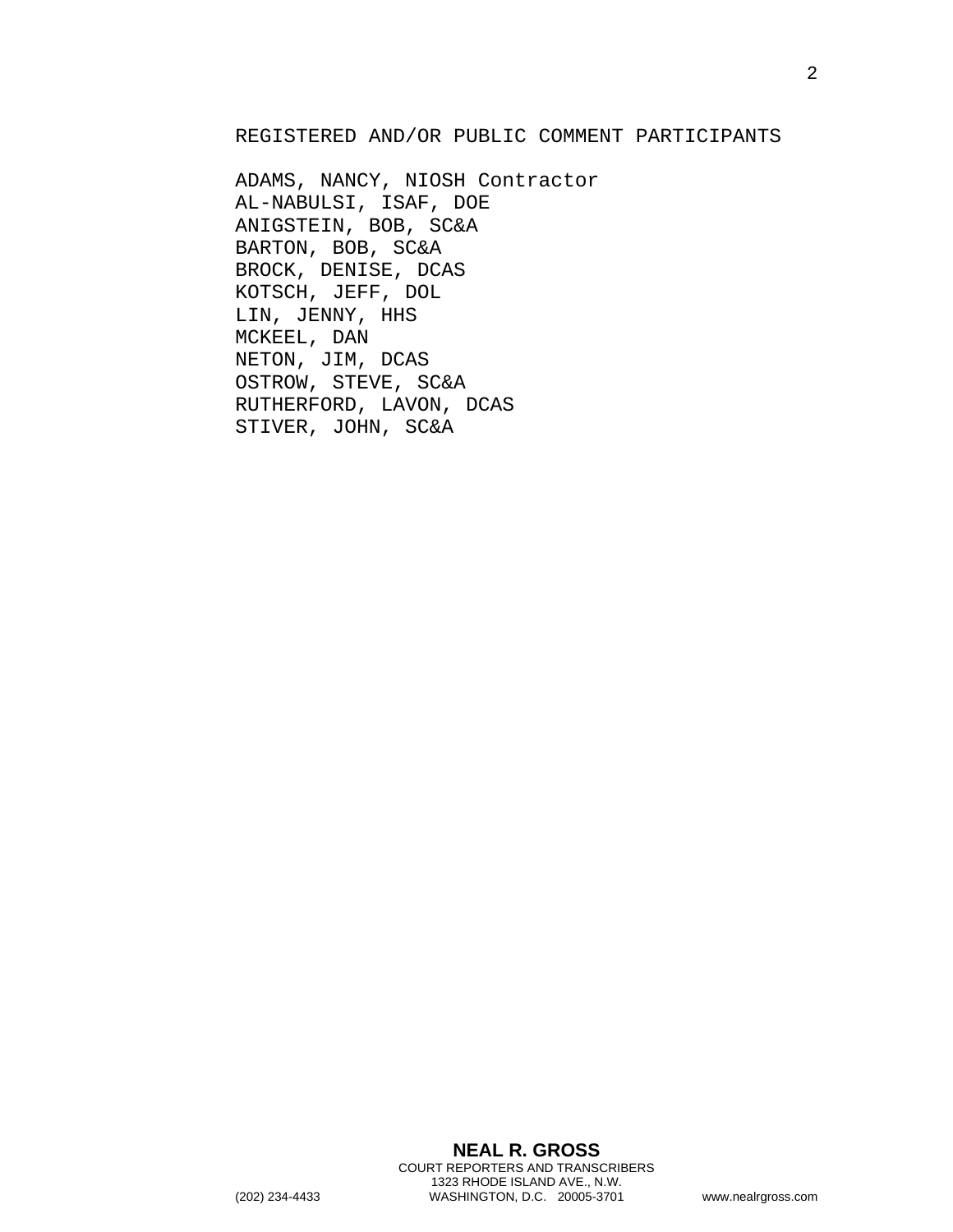REGISTERED AND/OR PUBLIC COMMENT PARTICIPANTS

ADAMS, NANCY, NIOSH Contractor
AL-NABULSI, ISAF, DOE
ANIGSTEIN, BOB, SC&A
BARTON, BOB, SC&A
BROCK, DENISE, DCAS
KOTSCH, JEFF, DOL
LIN, JENNY, HHS
MCKEEL, DAN
NETON, JIM, DCAS
OSTROW, STEVE, SC&A
RUTHERFORD, LAVON, DCAS
STIVER, JOHN, SC&A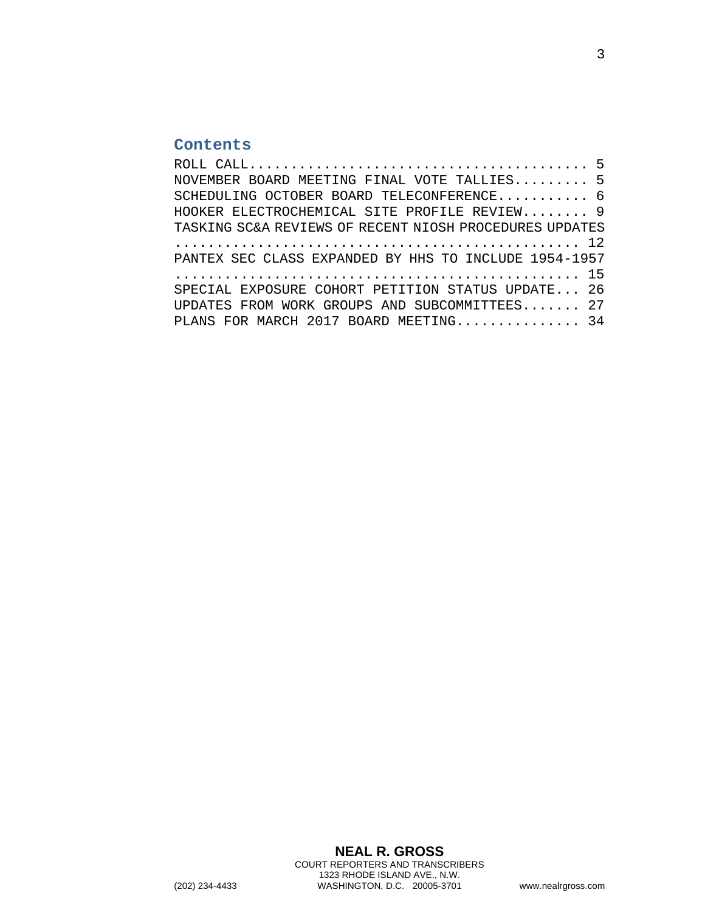## Contents

ROLL CALL........................................ 5
NOVEMBER BOARD MEETING FINAL VOTE TALLIES......... 5
SCHEDULING OCTOBER BOARD TELECONFERENCE........... 6
HOOKER ELECTROCHEMICAL SITE PROFILE REVIEW........ 9
TASKING SC&A REVIEWS OF RECENT NIOSH PROCEDURES UPDATES ................................................ 12
PANTEX SEC CLASS EXPANDED BY HHS TO INCLUDE 1954-1957 ................................................ 15
SPECIAL EXPOSURE COHORT PETITION STATUS UPDATE... 26
UPDATES FROM WORK GROUPS AND SUBCOMMITTEES....... 27
PLANS FOR MARCH 2017 BOARD MEETING............... 34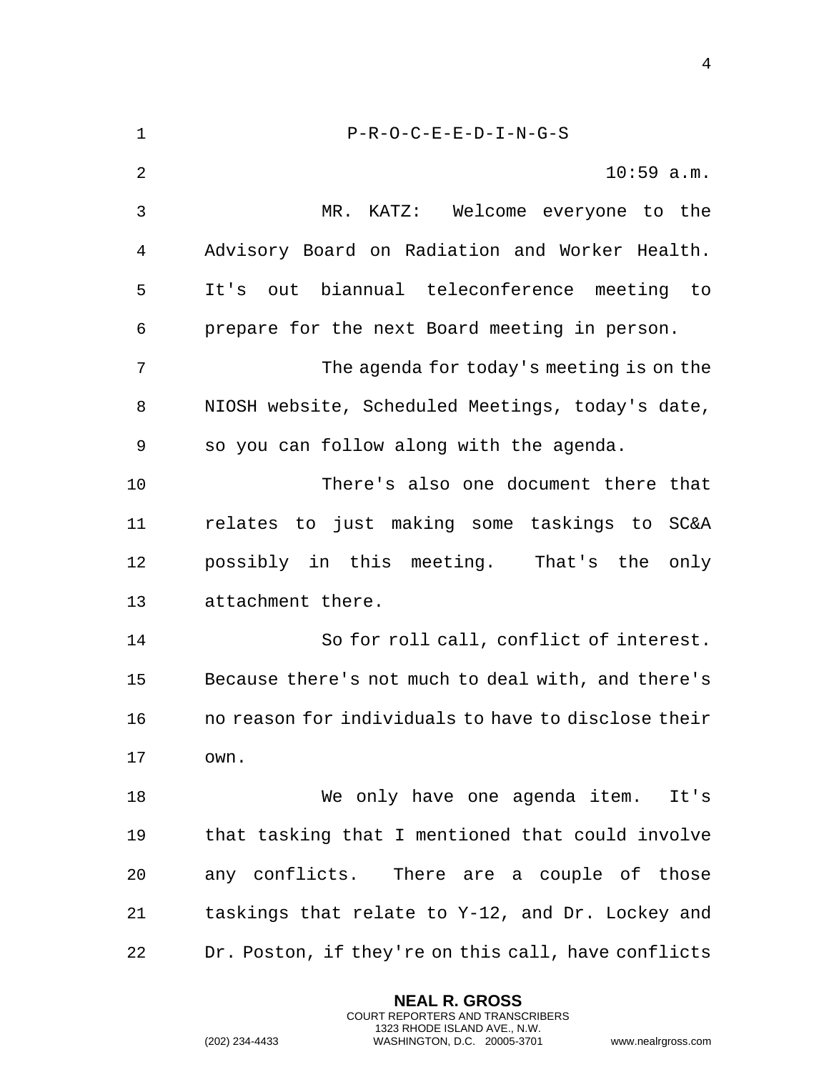P-R-O-C-E-E-D-I-N-G-S

10:59 a.m.

MR. KATZ: Welcome everyone to the Advisory Board on Radiation and Worker Health. It's out biannual teleconference meeting to prepare for the next Board meeting in person.

The agenda for today's meeting is on the NIOSH website, Scheduled Meetings, today's date, so you can follow along with the agenda.

There's also one document there that relates to just making some taskings to SC&A possibly in this meeting. That's the only attachment there.

So for roll call, conflict of interest. Because there's not much to deal with, and there's no reason for individuals to have to disclose their own.

We only have one agenda item. It's that tasking that I mentioned that could involve any conflicts. There are a couple of those taskings that relate to Y-12, and Dr. Lockey and Dr. Poston, if they're on this call, have conflicts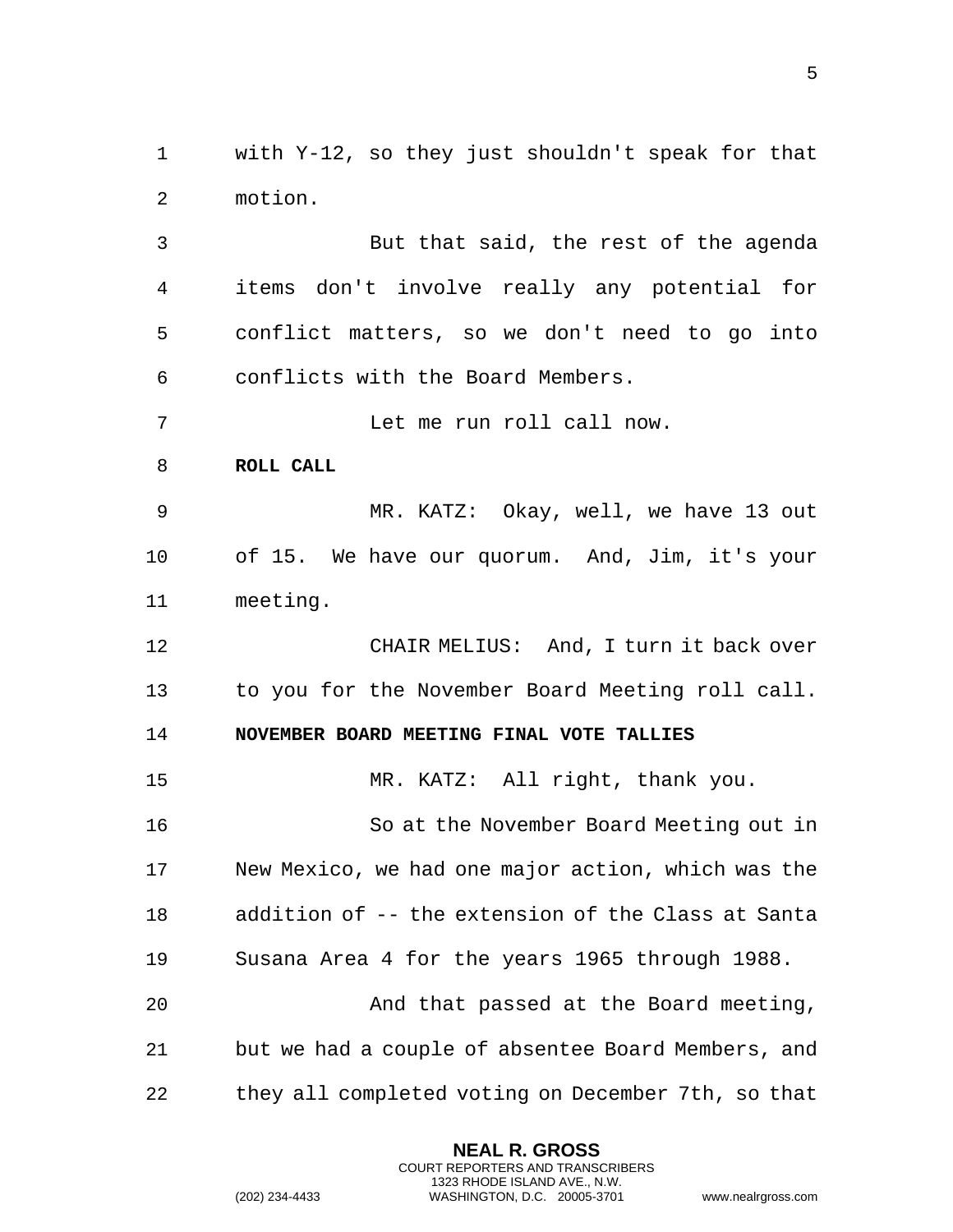with Y-12, so they just shouldn't speak for that motion.

But that said, the rest of the agenda items don't involve really any potential for conflict matters, so we don't need to go into conflicts with the Board Members.

Let me run roll call now.

**ROLL CALL**

MR. KATZ: Okay, well, we have 13 out of 15. We have our quorum. And, Jim, it's your meeting.

CHAIR MELIUS: And, I turn it back over to you for the November Board Meeting roll call.

**NOVEMBER BOARD MEETING FINAL VOTE TALLIES**

MR. KATZ: All right, thank you.

So at the November Board Meeting out in New Mexico, we had one major action, which was the addition of -- the extension of the Class at Santa Susana Area 4 for the years 1965 through 1988.

And that passed at the Board meeting, but we had a couple of absentee Board Members, and they all completed voting on December 7th, so that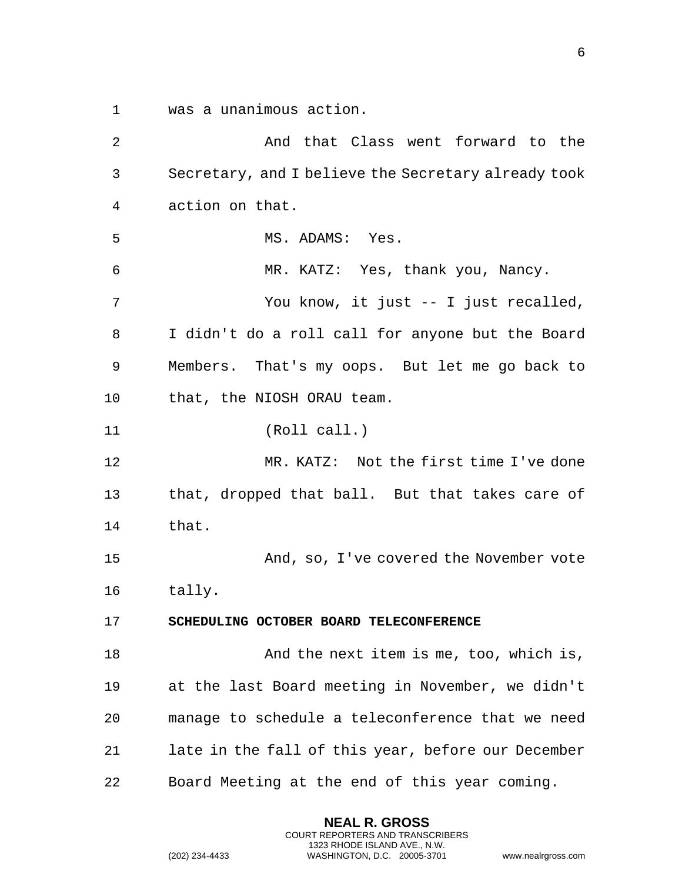was a unanimous action.

And that Class went forward to the Secretary, and I believe the Secretary already took action on that.

MS. ADAMS: Yes.

MR. KATZ: Yes, thank you, Nancy.

You know, it just -- I just recalled, I didn't do a roll call for anyone but the Board Members. That's my oops. But let me go back to that, the NIOSH ORAU team.

(Roll call.)

MR. KATZ: Not the first time I've done that, dropped that ball. But that takes care of that.

And, so, I've covered the November vote tally.

**SCHEDULING OCTOBER BOARD TELECONFERENCE**

And the next item is me, too, which is, at the last Board meeting in November, we didn't manage to schedule a teleconference that we need late in the fall of this year, before our December Board Meeting at the end of this year coming.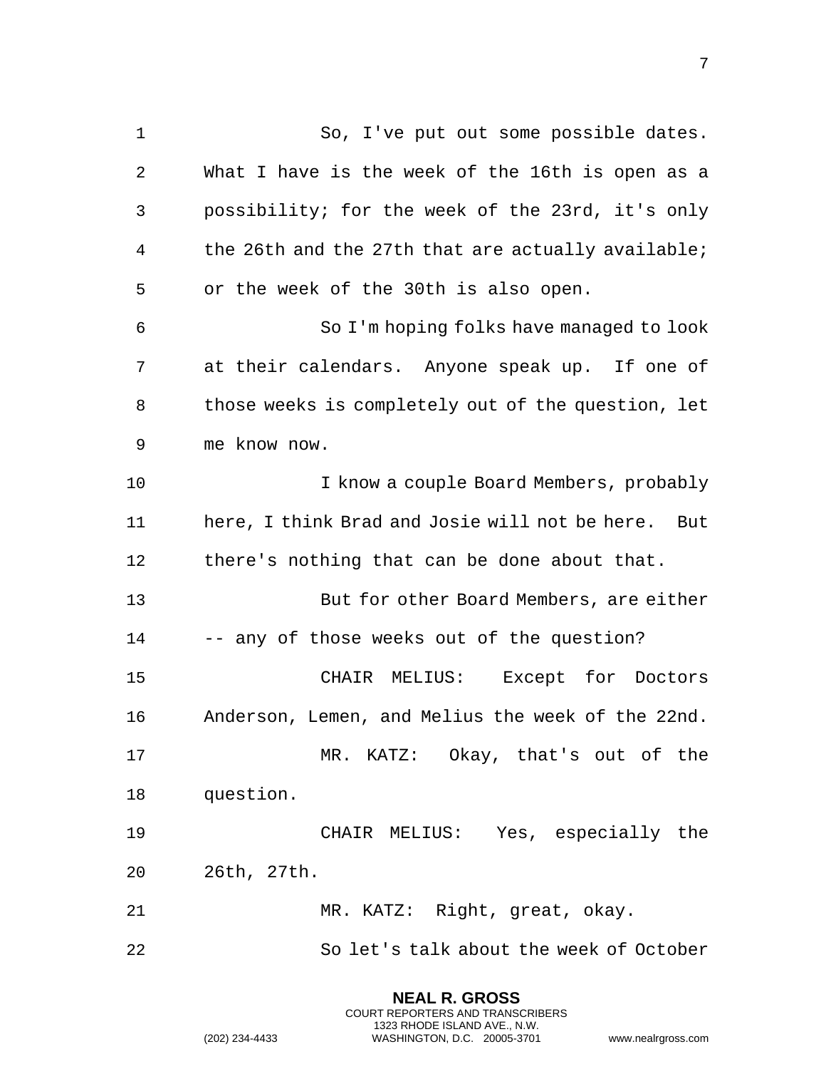So, I've put out some possible dates. What I have is the week of the 16th is open as a possibility; for the week of the 23rd, it's only the 26th and the 27th that are actually available; or the week of the 30th is also open.

So I'm hoping folks have managed to look at their calendars. Anyone speak up. If one of those weeks is completely out of the question, let me know now.

I know a couple Board Members, probably here, I think Brad and Josie will not be here. But there's nothing that can be done about that.

But for other Board Members, are either -- any of those weeks out of the question?

CHAIR MELIUS: Except for Doctors Anderson, Lemen, and Melius the week of the 22nd.

MR. KATZ: Okay, that's out of the question.

CHAIR MELIUS: Yes, especially the 26th, 27th.

MR. KATZ: Right, great, okay.

So let's talk about the week of October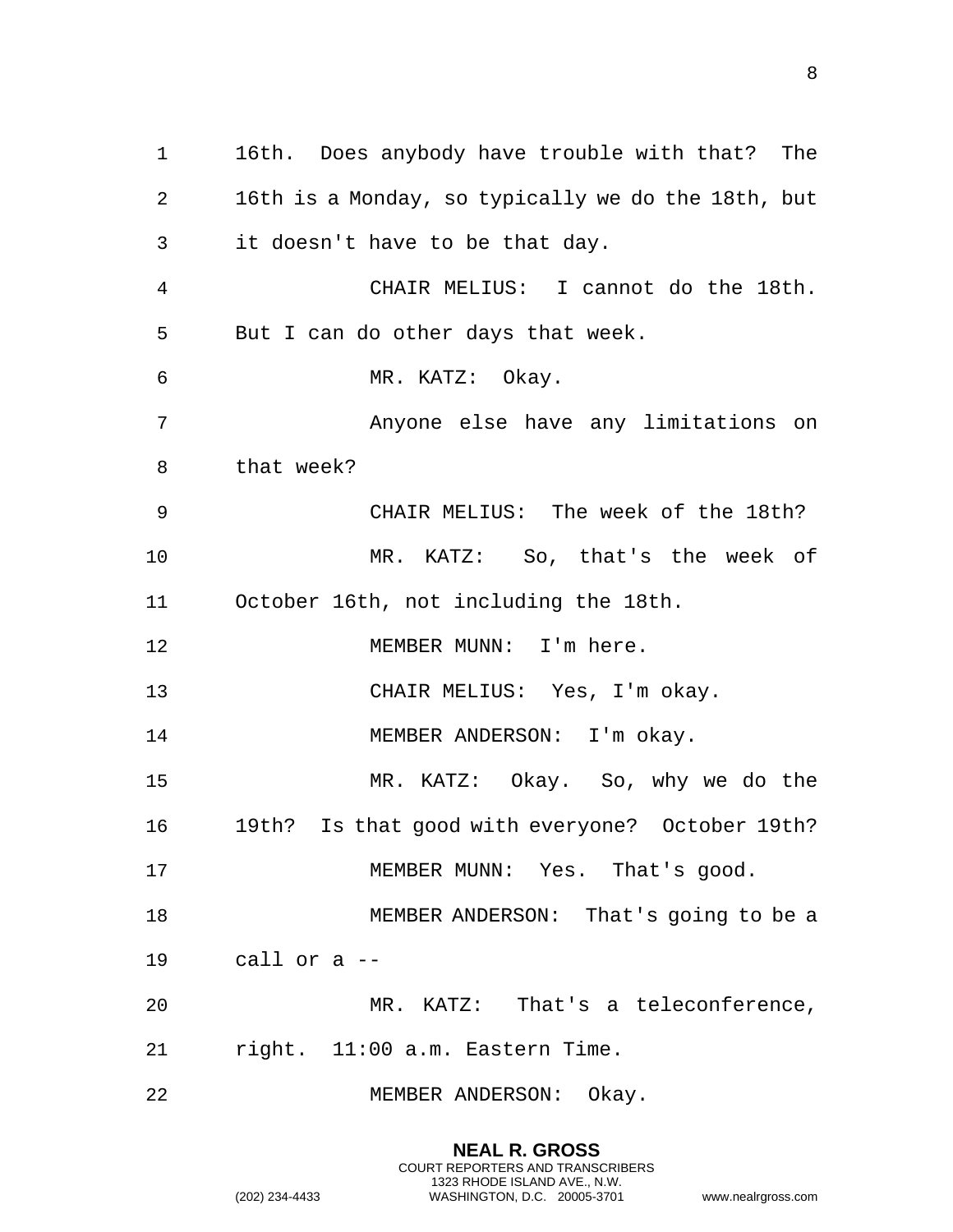16th. Does anybody have trouble with that? The 16th is a Monday, so typically we do the 18th, but it doesn't have to be that day.

CHAIR MELIUS: I cannot do the 18th. But I can do other days that week.

MR. KATZ: Okay.

Anyone else have any limitations on that week?

CHAIR MELIUS: The week of the 18th?

MR. KATZ: So, that's the week of October 16th, not including the 18th.

MEMBER MUNN: I'm here.

CHAIR MELIUS: Yes, I'm okay.

MEMBER ANDERSON: I'm okay.

MR. KATZ: Okay. So, why we do the 19th? Is that good with everyone? October 19th?

MEMBER MUNN: Yes. That's good.

MEMBER ANDERSON: That's going to be a call or a --

MR. KATZ: That's a teleconference, right. 11:00 a.m. Eastern Time.

MEMBER ANDERSON: Okay.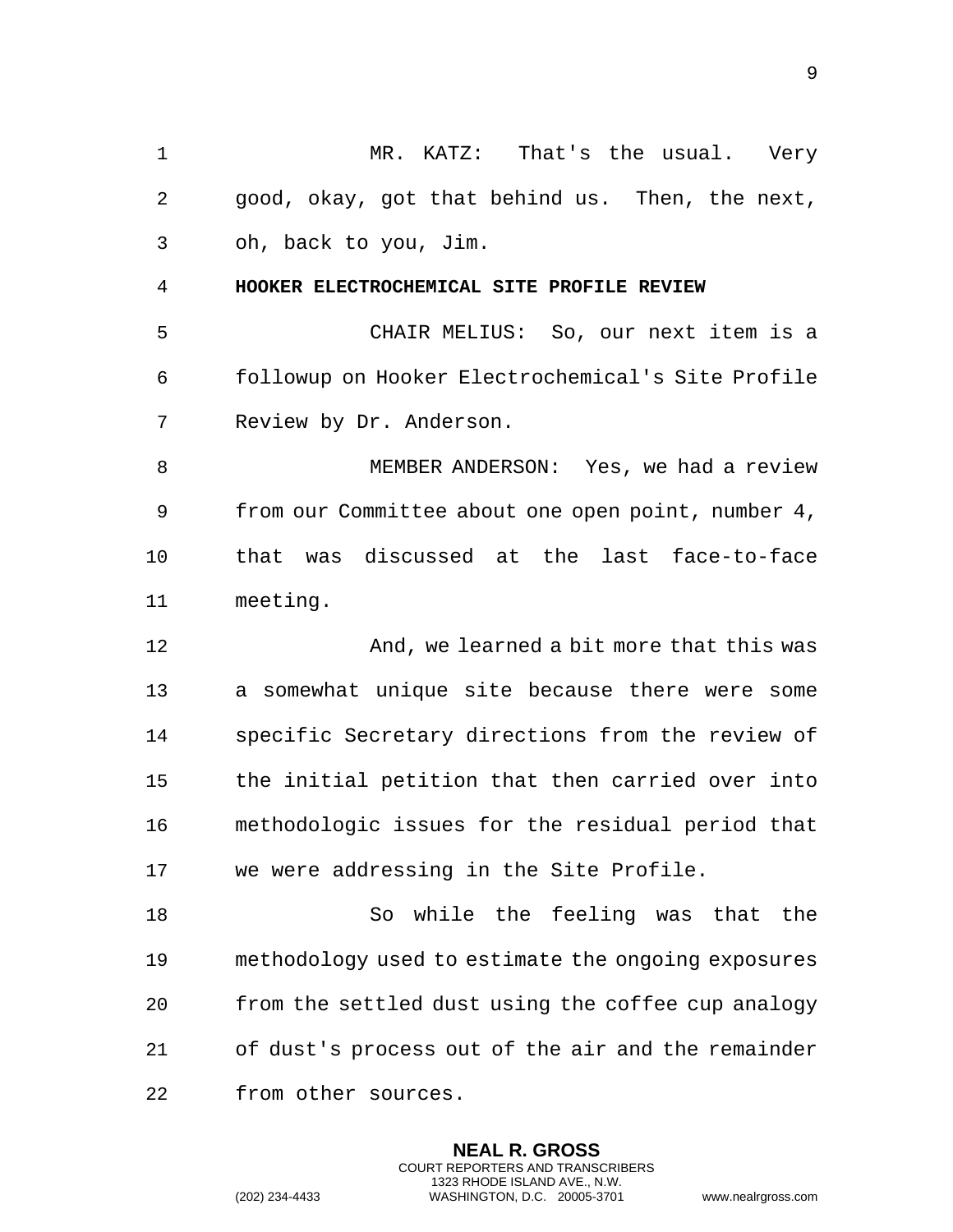MR. KATZ: That's the usual. Very good, okay, got that behind us. Then, the next, oh, back to you, Jim.

**HOOKER ELECTROCHEMICAL SITE PROFILE REVIEW**

CHAIR MELIUS: So, our next item is a followup on Hooker Electrochemical's Site Profile Review by Dr. Anderson.

MEMBER ANDERSON: Yes, we had a review from our Committee about one open point, number 4, that was discussed at the last face-to-face meeting.

And, we learned a bit more that this was a somewhat unique site because there were some specific Secretary directions from the review of the initial petition that then carried over into methodologic issues for the residual period that we were addressing in the Site Profile.

So while the feeling was that the methodology used to estimate the ongoing exposures from the settled dust using the coffee cup analogy of dust's process out of the air and the remainder from other sources.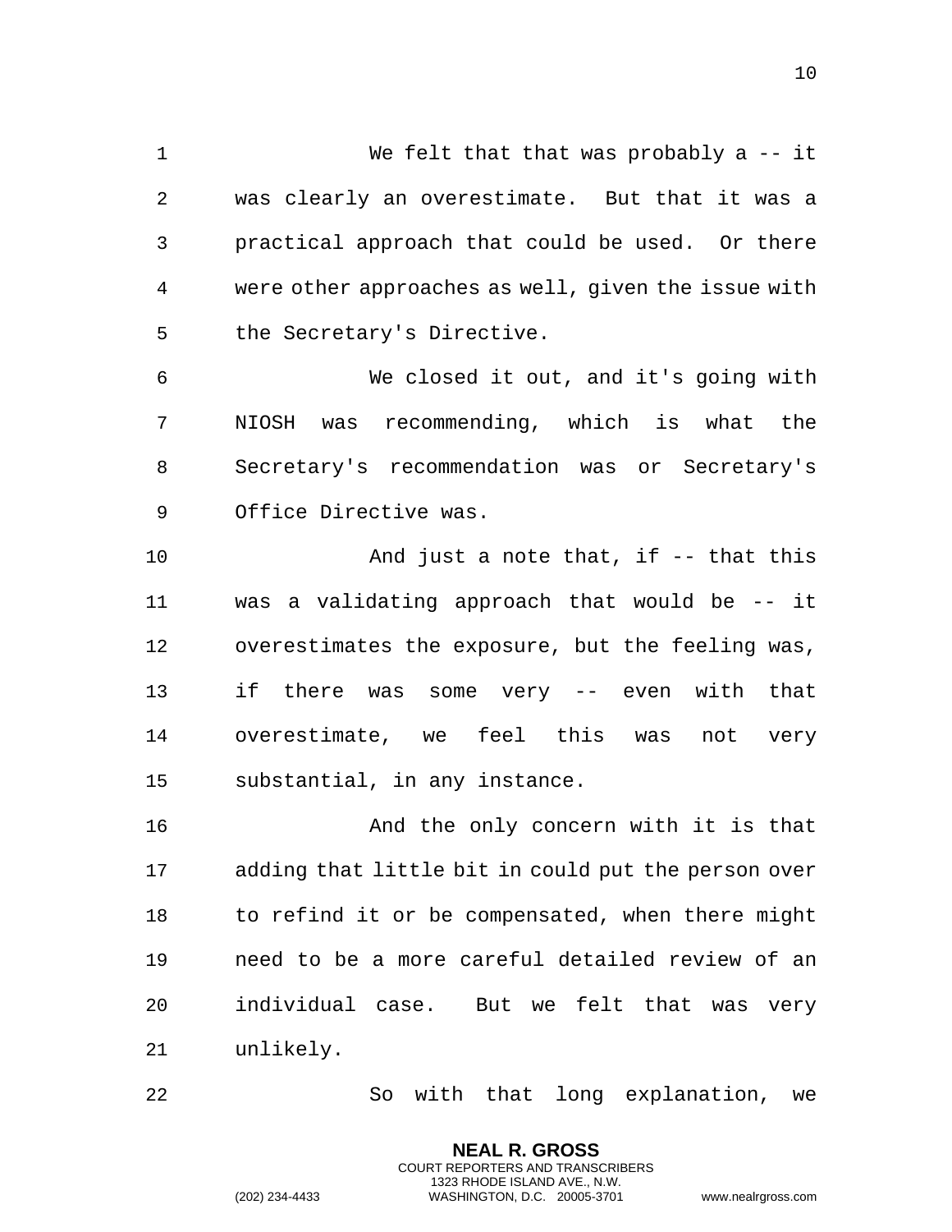We felt that that was probably a -- it was clearly an overestimate. But that it was a practical approach that could be used. Or there were other approaches as well, given the issue with the Secretary's Directive.

We closed it out, and it's going with NIOSH was recommending, which is what the Secretary's recommendation was or Secretary's Office Directive was.

And just a note that, if -- that this was a validating approach that would be -- it overestimates the exposure, but the feeling was, if there was some very -- even with that overestimate, we feel this was not very substantial, in any instance.

And the only concern with it is that adding that little bit in could put the person over to refind it or be compensated, when there might need to be a more careful detailed review of an individual case. But we felt that was very unlikely.

So with that long explanation, we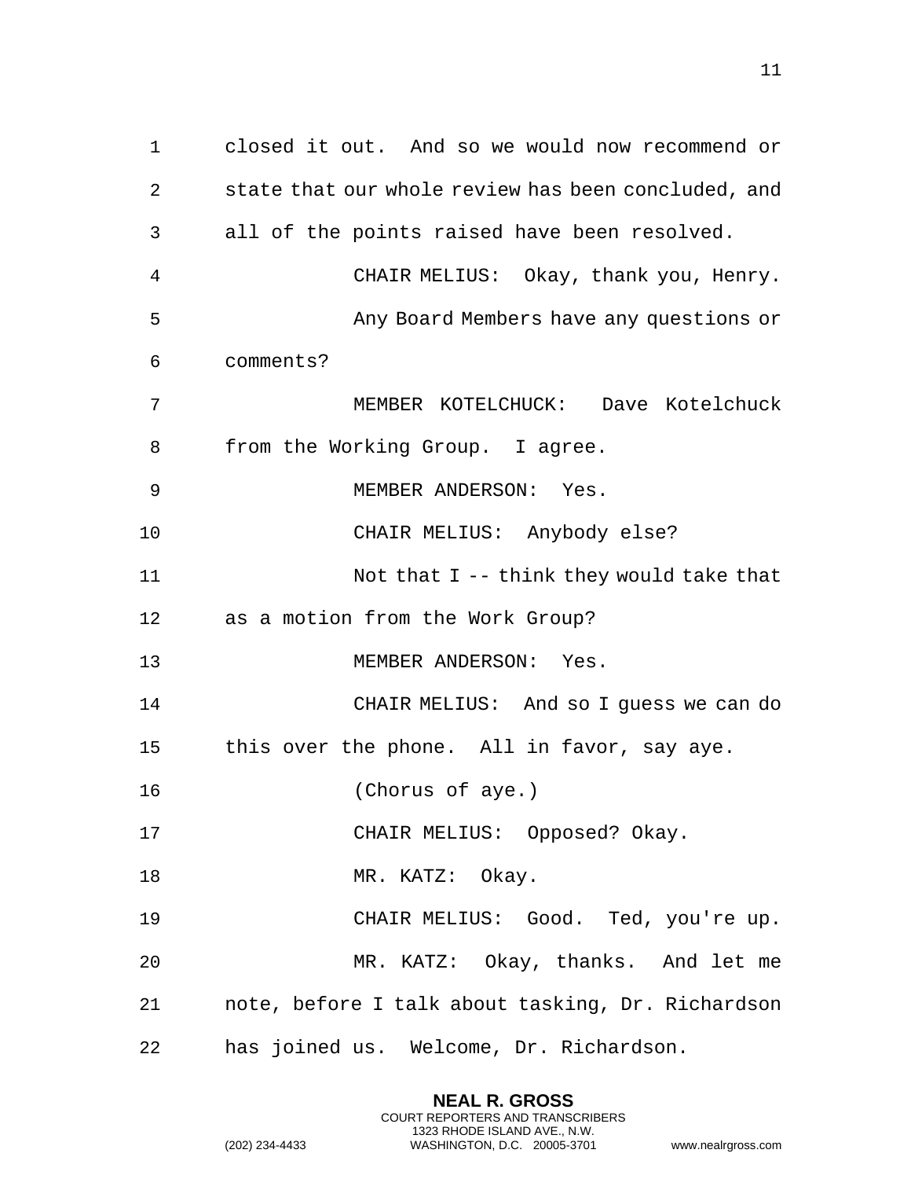closed it out. And so we would now recommend or state that our whole review has been concluded, and all of the points raised have been resolved.

CHAIR MELIUS: Okay, thank you, Henry.

Any Board Members have any questions or comments?

MEMBER KOTELCHUCK: Dave Kotelchuck from the Working Group. I agree.

MEMBER ANDERSON: Yes.

CHAIR MELIUS: Anybody else?

Not that I -- think they would take that as a motion from the Work Group?

MEMBER ANDERSON: Yes.

CHAIR MELIUS: And so I guess we can do this over the phone. All in favor, say aye.

(Chorus of aye.)

CHAIR MELIUS: Opposed? Okay.

MR. KATZ: Okay.

CHAIR MELIUS: Good. Ted, you're up.

MR. KATZ: Okay, thanks. And let me note, before I talk about tasking, Dr. Richardson has joined us. Welcome, Dr. Richardson.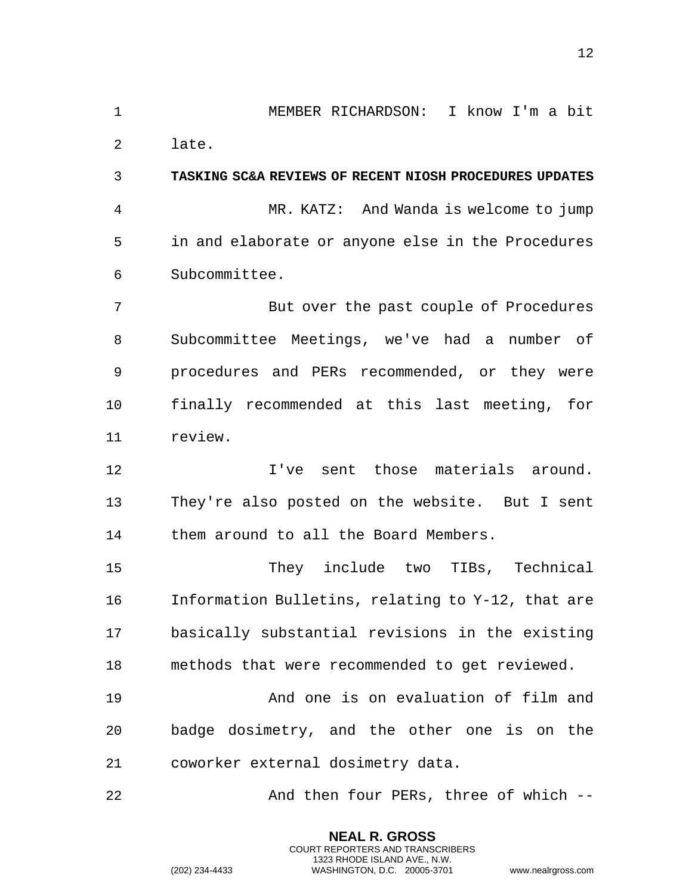MEMBER RICHARDSON: I know I'm a bit late.

**TASKING SC&A REVIEWS OF RECENT NIOSH PROCEDURES UPDATES**

MR. KATZ: And Wanda is welcome to jump in and elaborate or anyone else in the Procedures Subcommittee.

But over the past couple of Procedures Subcommittee Meetings, we've had a number of procedures and PERs recommended, or they were finally recommended at this last meeting, for review.

I've sent those materials around. They're also posted on the website. But I sent them around to all the Board Members.

They include two TIBs, Technical Information Bulletins, relating to Y-12, that are basically substantial revisions in the existing methods that were recommended to get reviewed.

And one is on evaluation of film and badge dosimetry, and the other one is on the coworker external dosimetry data.

And then four PERs, three of which --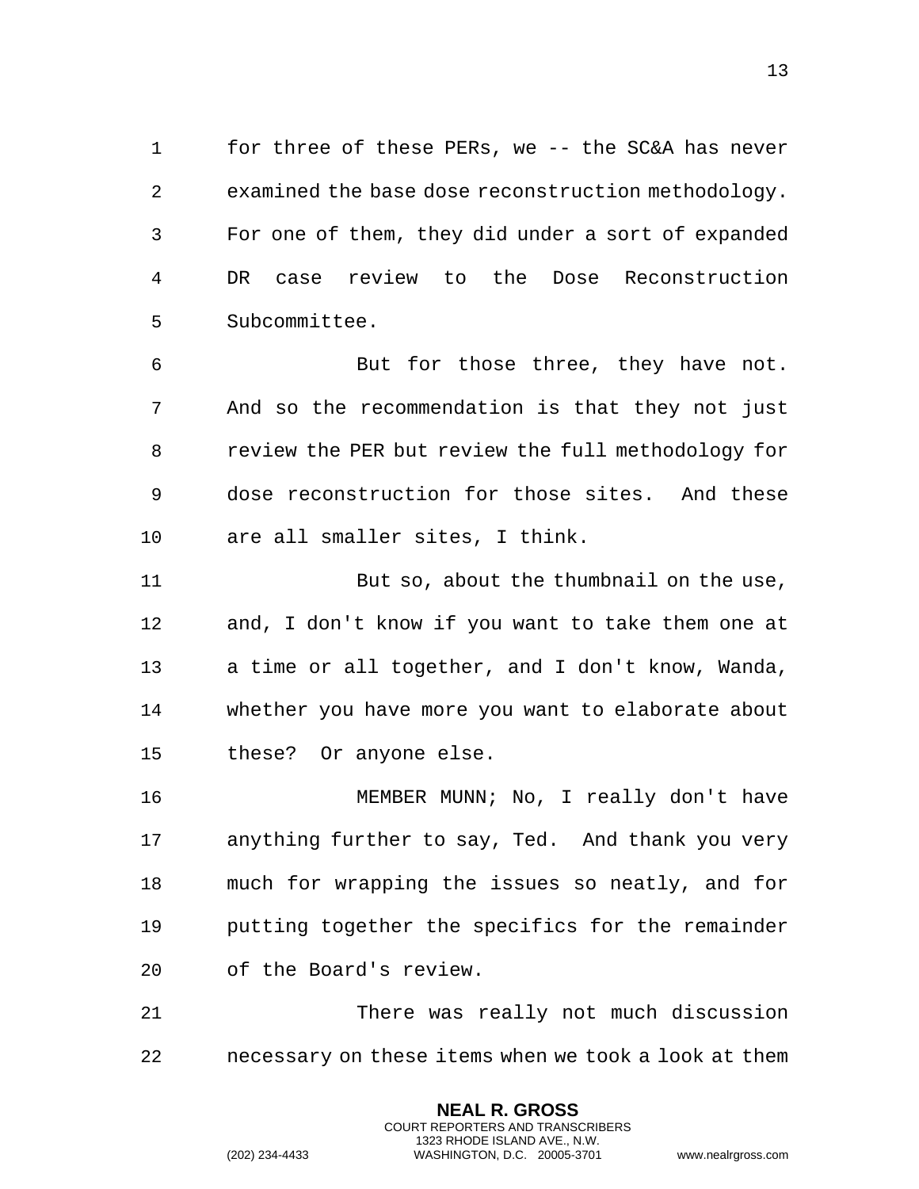for three of these PERs, we -- the SC&A has never examined the base dose reconstruction methodology. For one of them, they did under a sort of expanded DR case review to the Dose Reconstruction Subcommittee.

But for those three, they have not. And so the recommendation is that they not just review the PER but review the full methodology for dose reconstruction for those sites. And these are all smaller sites, I think.

But so, about the thumbnail on the use, and, I don't know if you want to take them one at a time or all together, and I don't know, Wanda, whether you have more you want to elaborate about these? Or anyone else.

MEMBER MUNN; No, I really don't have anything further to say, Ted. And thank you very much for wrapping the issues so neatly, and for putting together the specifics for the remainder of the Board's review.

There was really not much discussion necessary on these items when we took a look at them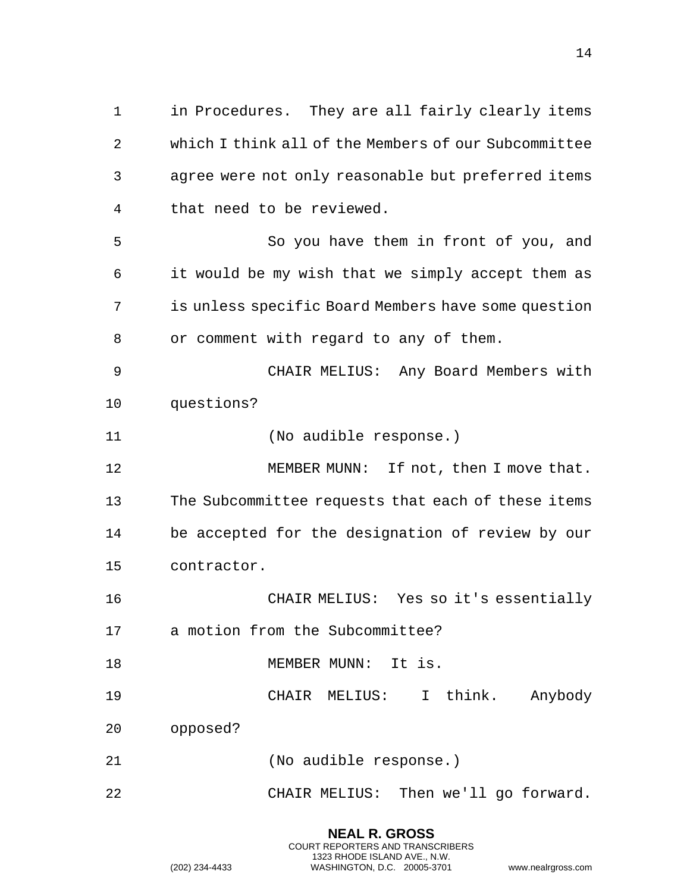in Procedures. They are all fairly clearly items which I think all of the Members of our Subcommittee agree were not only reasonable but preferred items that need to be reviewed.

So you have them in front of you, and it would be my wish that we simply accept them as is unless specific Board Members have some question or comment with regard to any of them.

CHAIR MELIUS: Any Board Members with questions?

(No audible response.)

MEMBER MUNN: If not, then I move that. The Subcommittee requests that each of these items be accepted for the designation of review by our contractor.

CHAIR MELIUS: Yes so it's essentially a motion from the Subcommittee?

MEMBER MUNN: It is.

CHAIR MELIUS: I think. Anybody opposed?

(No audible response.)

CHAIR MELIUS: Then we'll go forward.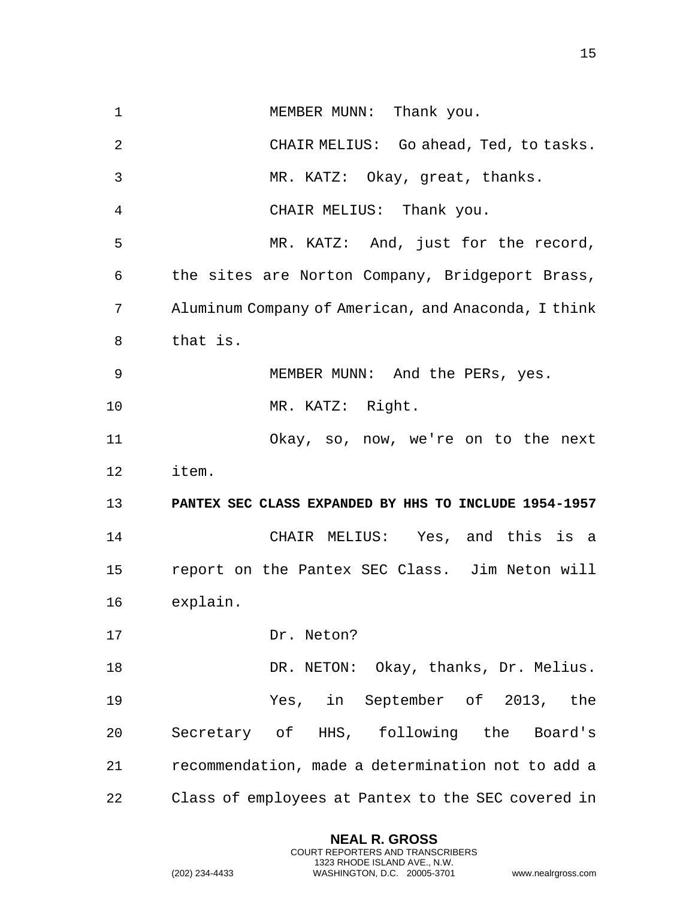MEMBER MUNN: Thank you.

CHAIR MELIUS: Go ahead, Ted, to tasks.

MR. KATZ: Okay, great, thanks.

CHAIR MELIUS: Thank you.

MR. KATZ: And, just for the record, the sites are Norton Company, Bridgeport Brass, Aluminum Company of American, and Anaconda, I think that is.

MEMBER MUNN: And the PERs, yes.

MR. KATZ: Right.

Okay, so, now, we're on to the next item.

**PANTEX SEC CLASS EXPANDED BY HHS TO INCLUDE 1954-1957**

CHAIR MELIUS: Yes, and this is a report on the Pantex SEC Class. Jim Neton will explain.

Dr. Neton?

DR. NETON: Okay, thanks, Dr. Melius.

Yes, in September of 2013, the Secretary of HHS, following the Board's recommendation, made a determination not to add a Class of employees at Pantex to the SEC covered in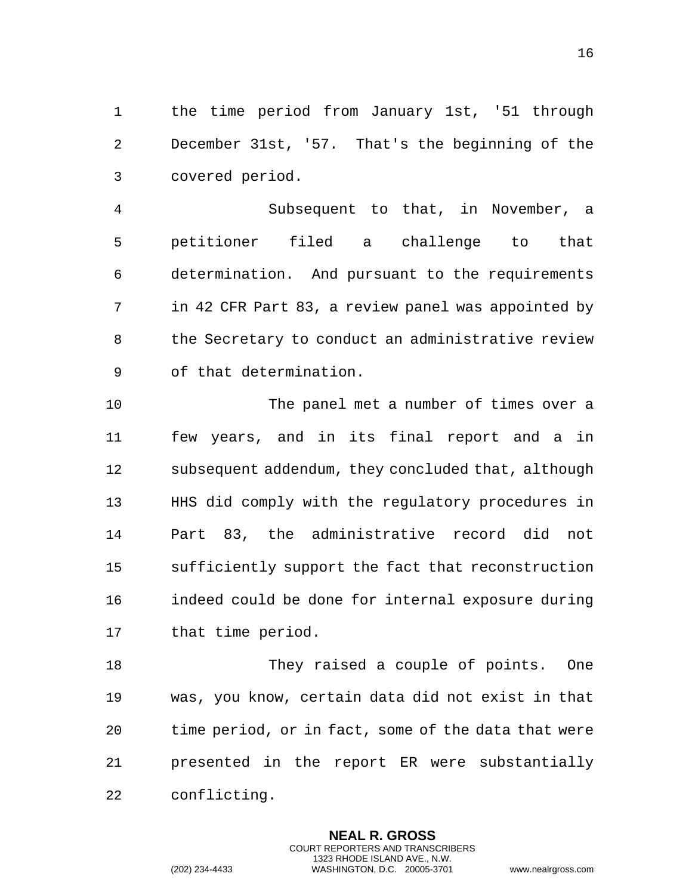the time period from January 1st, '51 through December 31st, '57. That's the beginning of the covered period.

Subsequent to that, in November, a petitioner filed a challenge to that determination. And pursuant to the requirements in 42 CFR Part 83, a review panel was appointed by the Secretary to conduct an administrative review of that determination.

The panel met a number of times over a few years, and in its final report and a in subsequent addendum, they concluded that, although HHS did comply with the regulatory procedures in Part 83, the administrative record did not sufficiently support the fact that reconstruction indeed could be done for internal exposure during that time period.

They raised a couple of points. One was, you know, certain data did not exist in that time period, or in fact, some of the data that were presented in the report ER were substantially conflicting.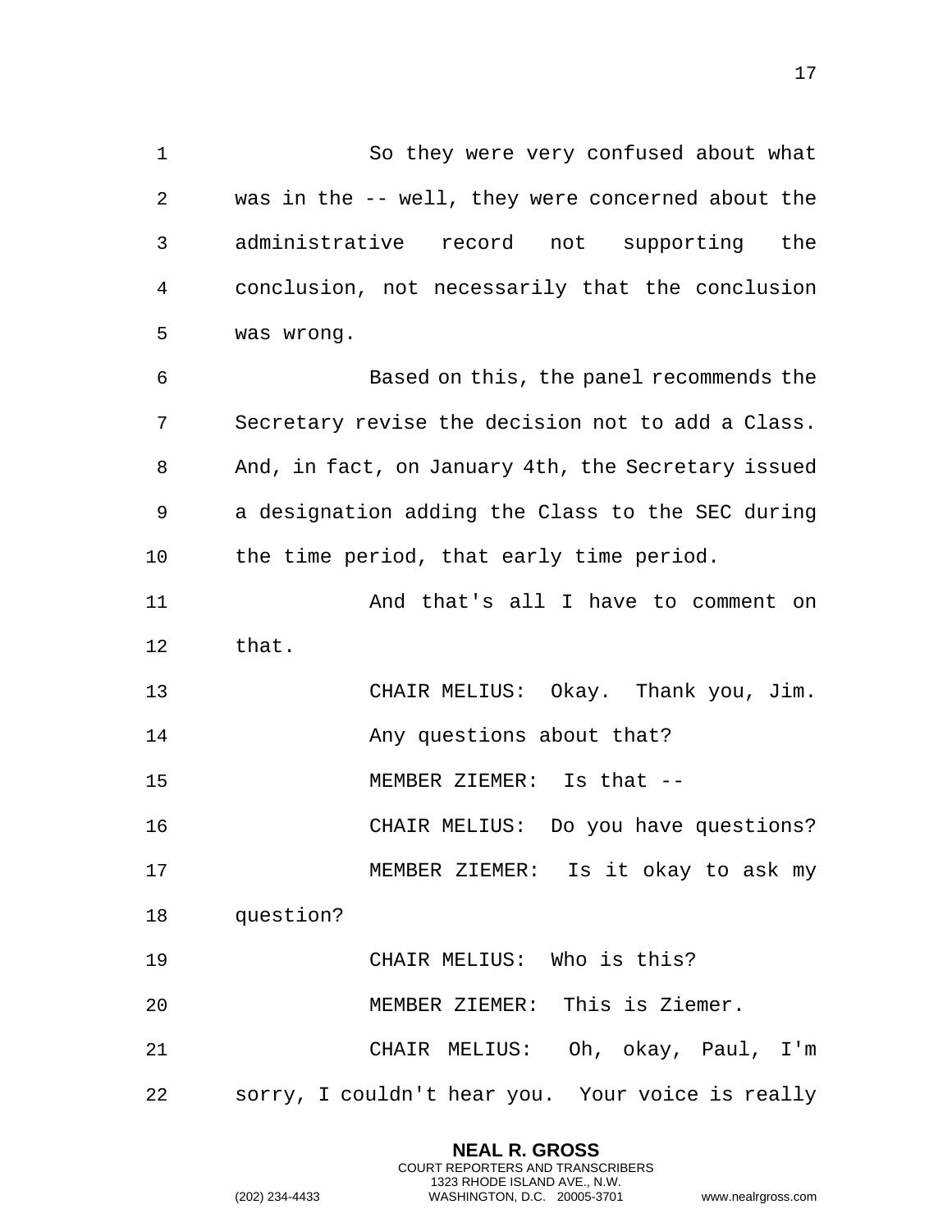So they were very confused about what was in the -- well, they were concerned about the administrative record not supporting the conclusion, not necessarily that the conclusion was wrong.

Based on this, the panel recommends the Secretary revise the decision not to add a Class. And, in fact, on January 4th, the Secretary issued a designation adding the Class to the SEC during the time period, that early time period.

And that's all I have to comment on that.

CHAIR MELIUS: Okay. Thank you, Jim.

Any questions about that?

MEMBER ZIEMER: Is that --

CHAIR MELIUS: Do you have questions?

MEMBER ZIEMER: Is it okay to ask my question?

CHAIR MELIUS: Who is this?

MEMBER ZIEMER: This is Ziemer.

CHAIR MELIUS: Oh, okay, Paul, I'm sorry, I couldn't hear you. Your voice is really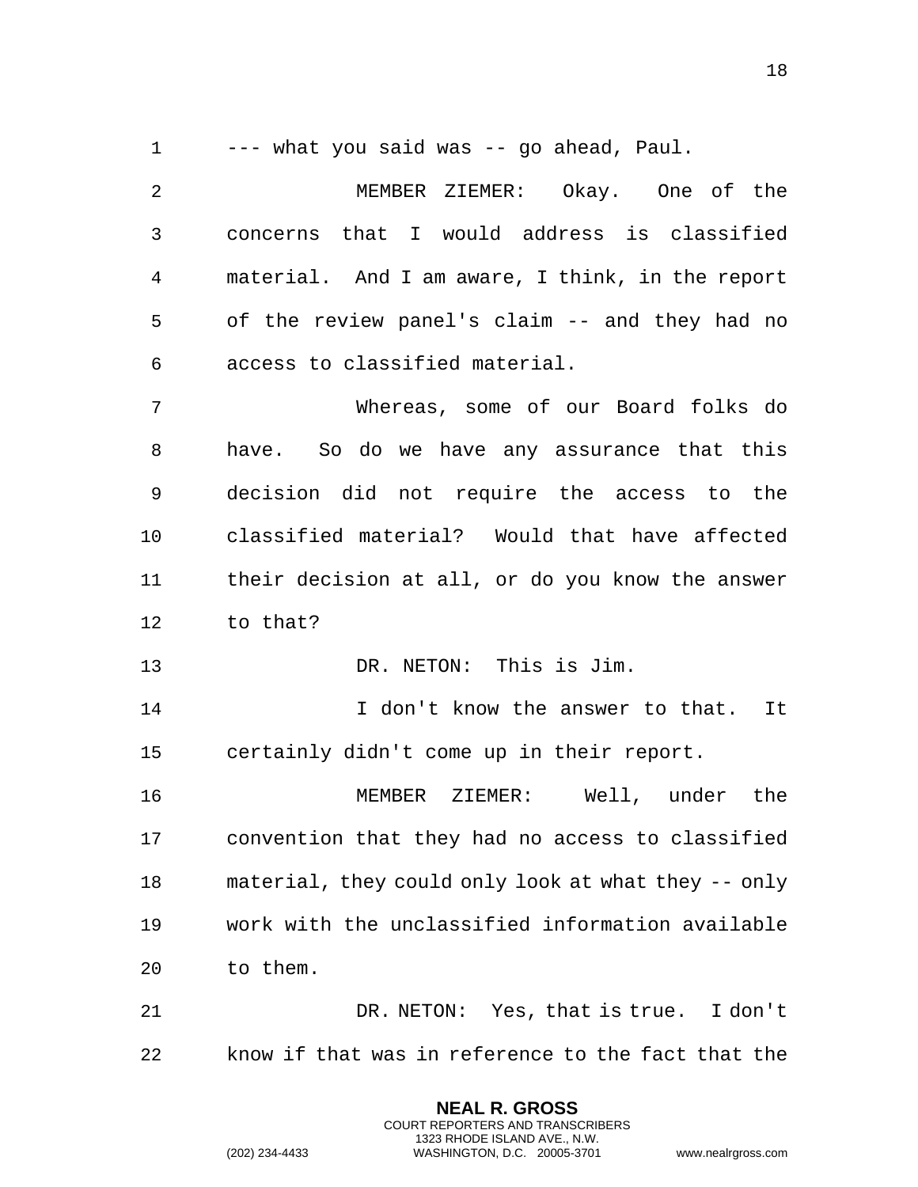--- what you said was -- go ahead, Paul.

MEMBER ZIEMER: Okay. One of the concerns that I would address is classified material. And I am aware, I think, in the report of the review panel's claim -- and they had no access to classified material.

Whereas, some of our Board folks do have. So do we have any assurance that this decision did not require the access to the classified material? Would that have affected their decision at all, or do you know the answer to that?

DR. NETON: This is Jim.

I don't know the answer to that. It certainly didn't come up in their report.

MEMBER ZIEMER: Well, under the convention that they had no access to classified material, they could only look at what they -- only work with the unclassified information available to them.

DR. NETON: Yes, that is true. I don't know if that was in reference to the fact that the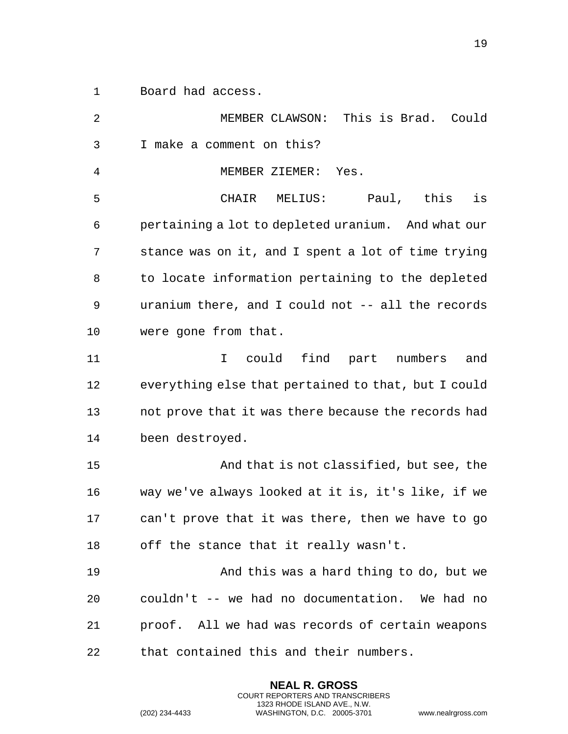Board had access.

MEMBER CLAWSON: This is Brad. Could I make a comment on this?

MEMBER ZIEMER: Yes.

CHAIR MELIUS: Paul, this is pertaining a lot to depleted uranium. And what our stance was on it, and I spent a lot of time trying to locate information pertaining to the depleted uranium there, and I could not -- all the records were gone from that.

I could find part numbers and everything else that pertained to that, but I could not prove that it was there because the records had been destroyed.

And that is not classified, but see, the way we've always looked at it is, it's like, if we can't prove that it was there, then we have to go off the stance that it really wasn't.

And this was a hard thing to do, but we couldn't -- we had no documentation. We had no proof. All we had was records of certain weapons that contained this and their numbers.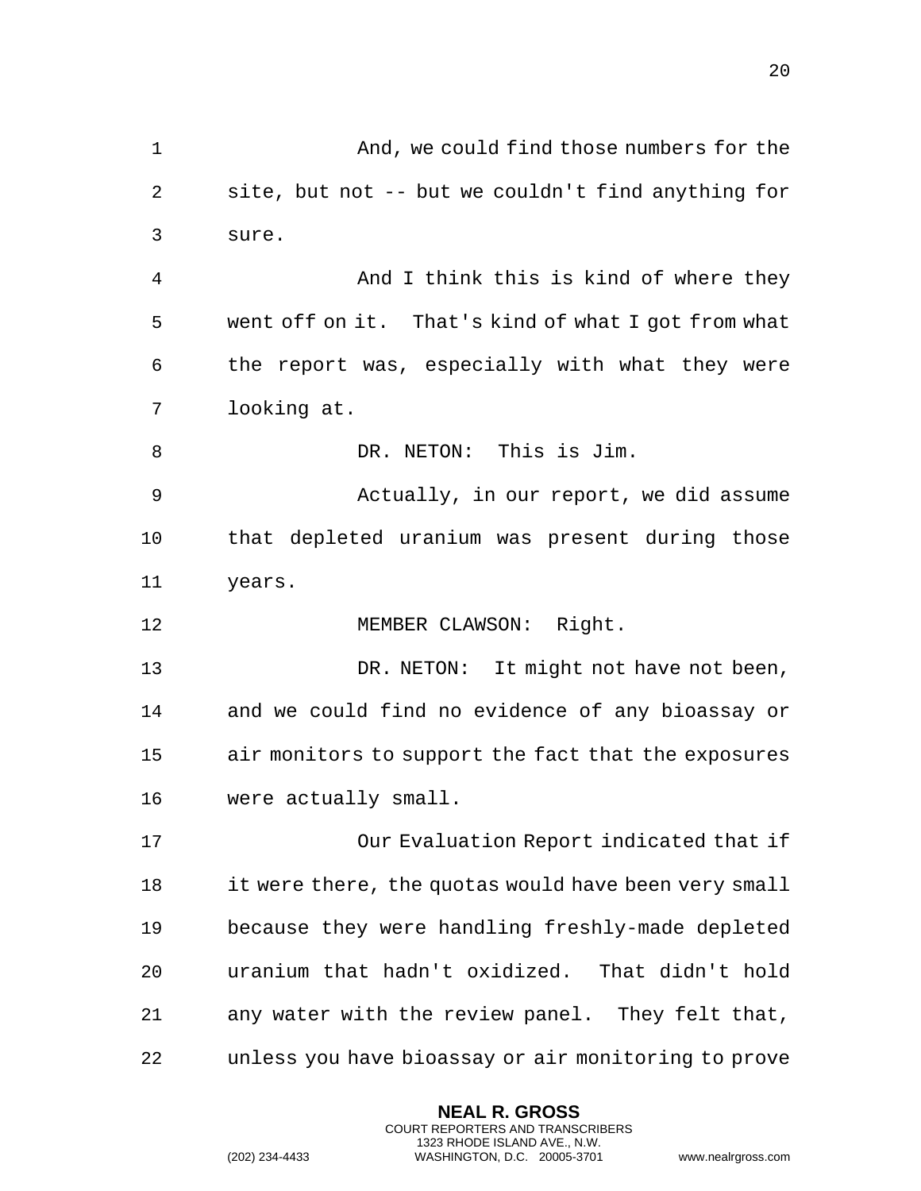And, we could find those numbers for the site, but not -- but we couldn't find anything for sure.

And I think this is kind of where they went off on it. That's kind of what I got from what the report was, especially with what they were looking at.

DR. NETON: This is Jim.

Actually, in our report, we did assume that depleted uranium was present during those years.

MEMBER CLAWSON: Right.

DR. NETON: It might not have not been, and we could find no evidence of any bioassay or air monitors to support the fact that the exposures were actually small.

Our Evaluation Report indicated that if it were there, the quotas would have been very small because they were handling freshly-made depleted uranium that hadn't oxidized. That didn't hold any water with the review panel. They felt that, unless you have bioassay or air monitoring to prove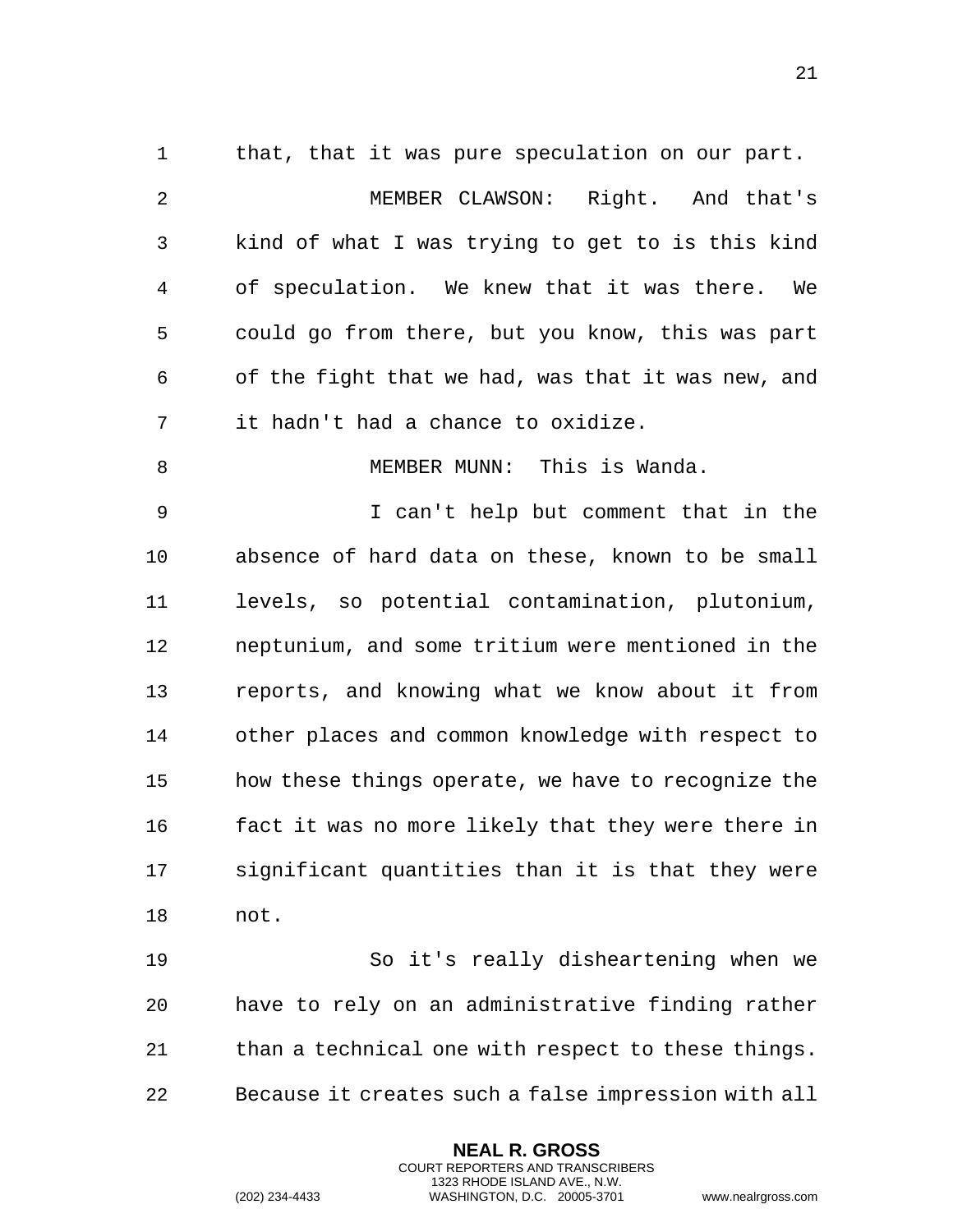that, that it was pure speculation on our part.

MEMBER CLAWSON: Right. And that's kind of what I was trying to get to is this kind of speculation. We knew that it was there. We could go from there, but you know, this was part of the fight that we had, was that it was new, and it hadn't had a chance to oxidize.

MEMBER MUNN: This is Wanda.

I can't help but comment that in the absence of hard data on these, known to be small levels, so potential contamination, plutonium, neptunium, and some tritium were mentioned in the reports, and knowing what we know about it from other places and common knowledge with respect to how these things operate, we have to recognize the fact it was no more likely that they were there in significant quantities than it is that they were not.

So it's really disheartening when we have to rely on an administrative finding rather than a technical one with respect to these things. Because it creates such a false impression with all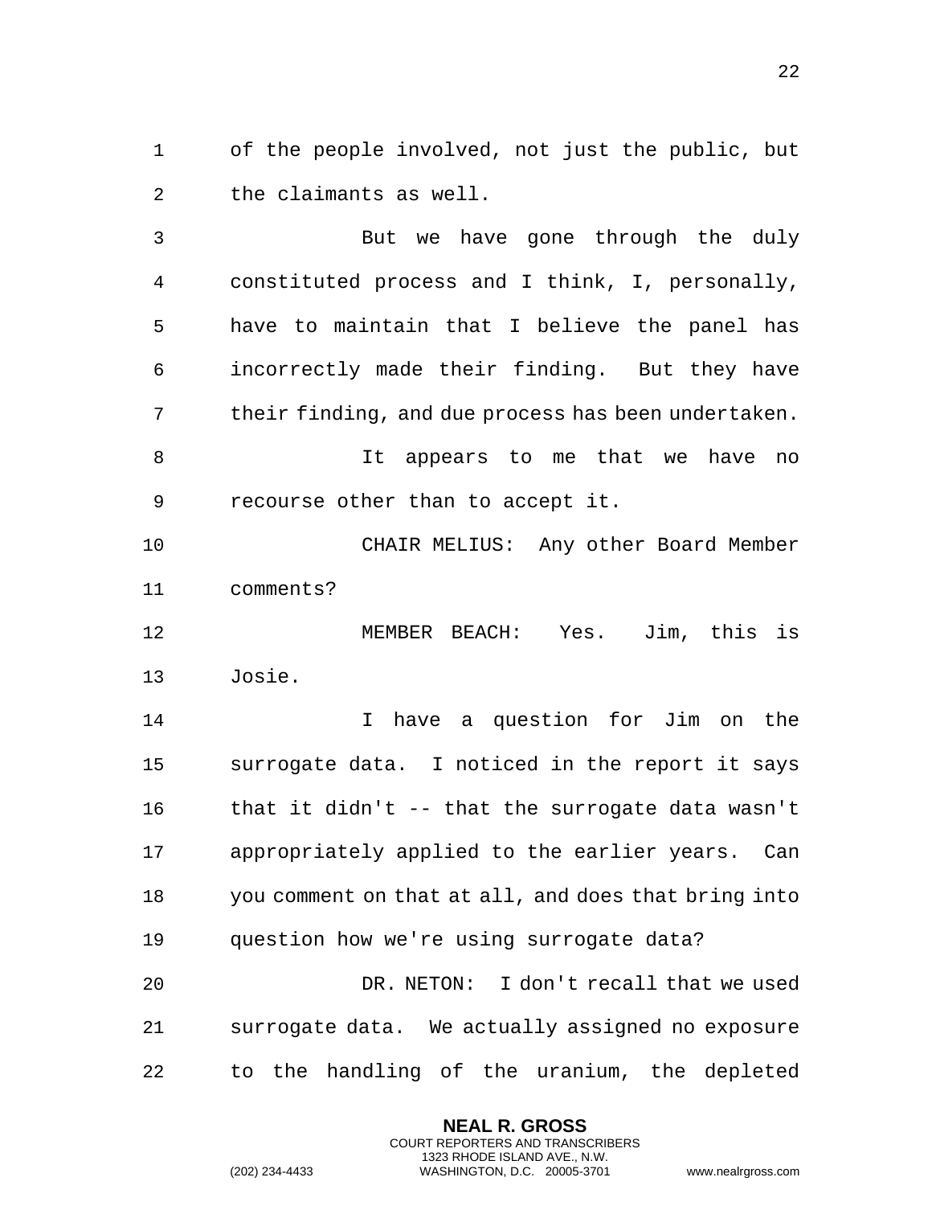of the people involved, not just the public, but the claimants as well.

But we have gone through the duly constituted process and I think, I, personally, have to maintain that I believe the panel has incorrectly made their finding. But they have their finding, and due process has been undertaken.

It appears to me that we have no recourse other than to accept it.

CHAIR MELIUS: Any other Board Member comments?

MEMBER BEACH: Yes. Jim, this is Josie.

I have a question for Jim on the surrogate data. I noticed in the report it says that it didn't -- that the surrogate data wasn't appropriately applied to the earlier years. Can you comment on that at all, and does that bring into question how we're using surrogate data?

DR. NETON: I don't recall that we used surrogate data. We actually assigned no exposure to the handling of the uranium, the depleted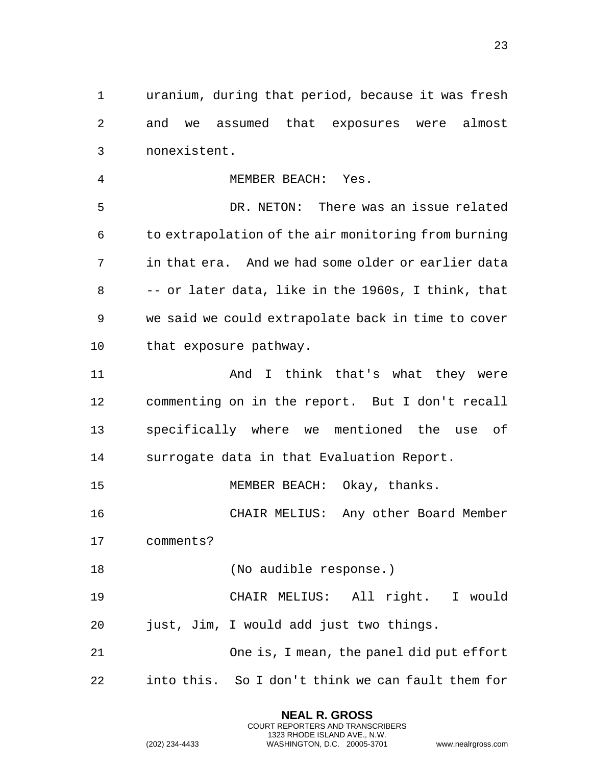uranium, during that period, because it was fresh and we assumed that exposures were almost nonexistent.

MEMBER BEACH: Yes.

DR. NETON: There was an issue related to extrapolation of the air monitoring from burning in that era. And we had some older or earlier data -- or later data, like in the 1960s, I think, that we said we could extrapolate back in time to cover that exposure pathway.

And I think that's what they were commenting on in the report. But I don't recall specifically where we mentioned the use of surrogate data in that Evaluation Report.

MEMBER BEACH: Okay, thanks.

CHAIR MELIUS: Any other Board Member comments?

(No audible response.)

CHAIR MELIUS: All right. I would just, Jim, I would add just two things.

One is, I mean, the panel did put effort into this. So I don't think we can fault them for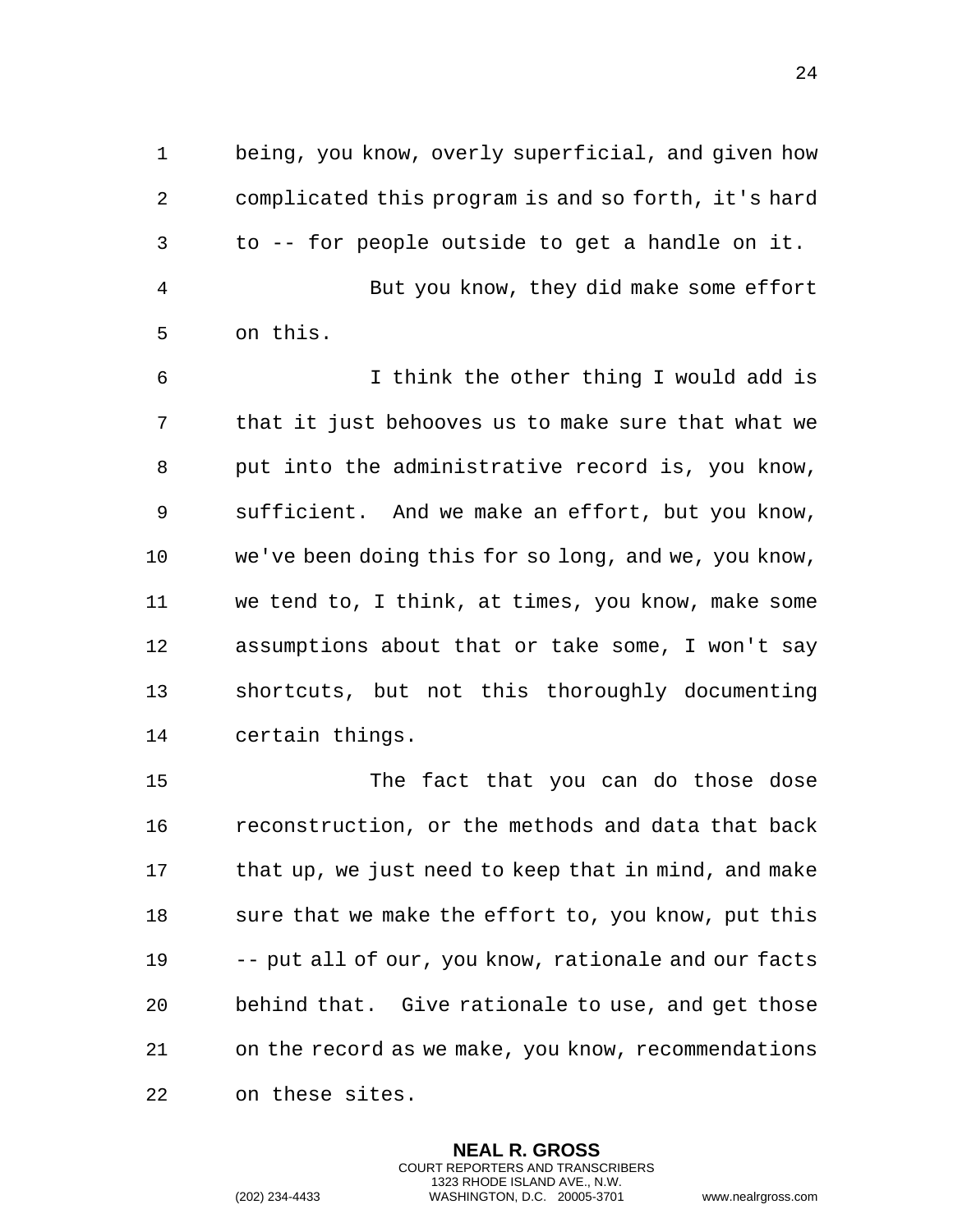being, you know, overly superficial, and given how complicated this program is and so forth, it's hard to -- for people outside to get a handle on it.

But you know, they did make some effort on this.

I think the other thing I would add is that it just behooves us to make sure that what we put into the administrative record is, you know, sufficient. And we make an effort, but you know, we've been doing this for so long, and we, you know, we tend to, I think, at times, you know, make some assumptions about that or take some, I won't say shortcuts, but not this thoroughly documenting certain things.

The fact that you can do those dose reconstruction, or the methods and data that back that up, we just need to keep that in mind, and make sure that we make the effort to, you know, put this -- put all of our, you know, rationale and our facts behind that. Give rationale to use, and get those on the record as we make, you know, recommendations on these sites.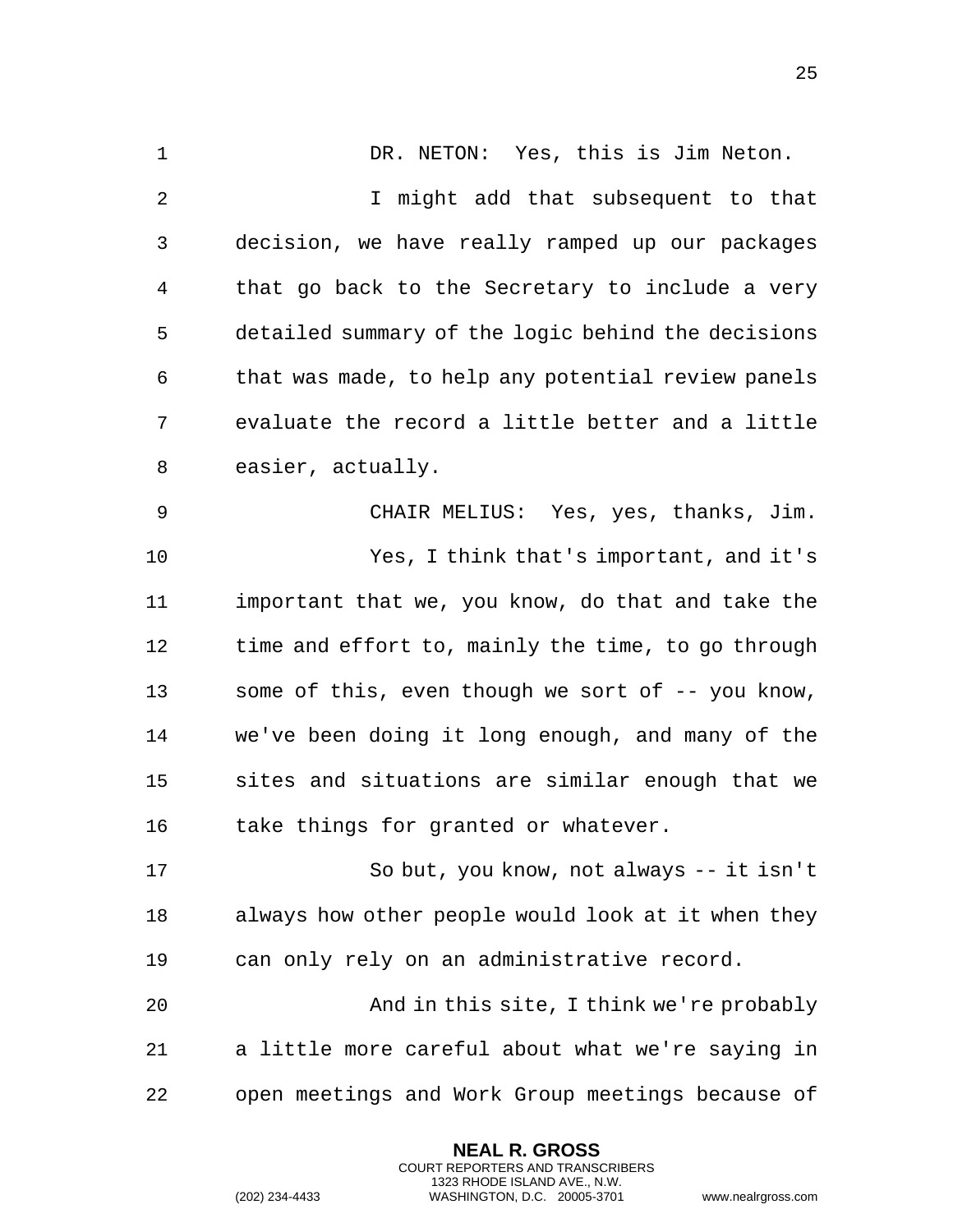DR. NETON: Yes, this is Jim Neton.

I might add that subsequent to that decision, we have really ramped up our packages that go back to the Secretary to include a very detailed summary of the logic behind the decisions that was made, to help any potential review panels evaluate the record a little better and a little easier, actually.

CHAIR MELIUS: Yes, yes, thanks, Jim.

Yes, I think that's important, and it's important that we, you know, do that and take the time and effort to, mainly the time, to go through some of this, even though we sort of -- you know, we've been doing it long enough, and many of the sites and situations are similar enough that we take things for granted or whatever.

So but, you know, not always -- it isn't always how other people would look at it when they can only rely on an administrative record.

And in this site, I think we're probably a little more careful about what we're saying in open meetings and Work Group meetings because of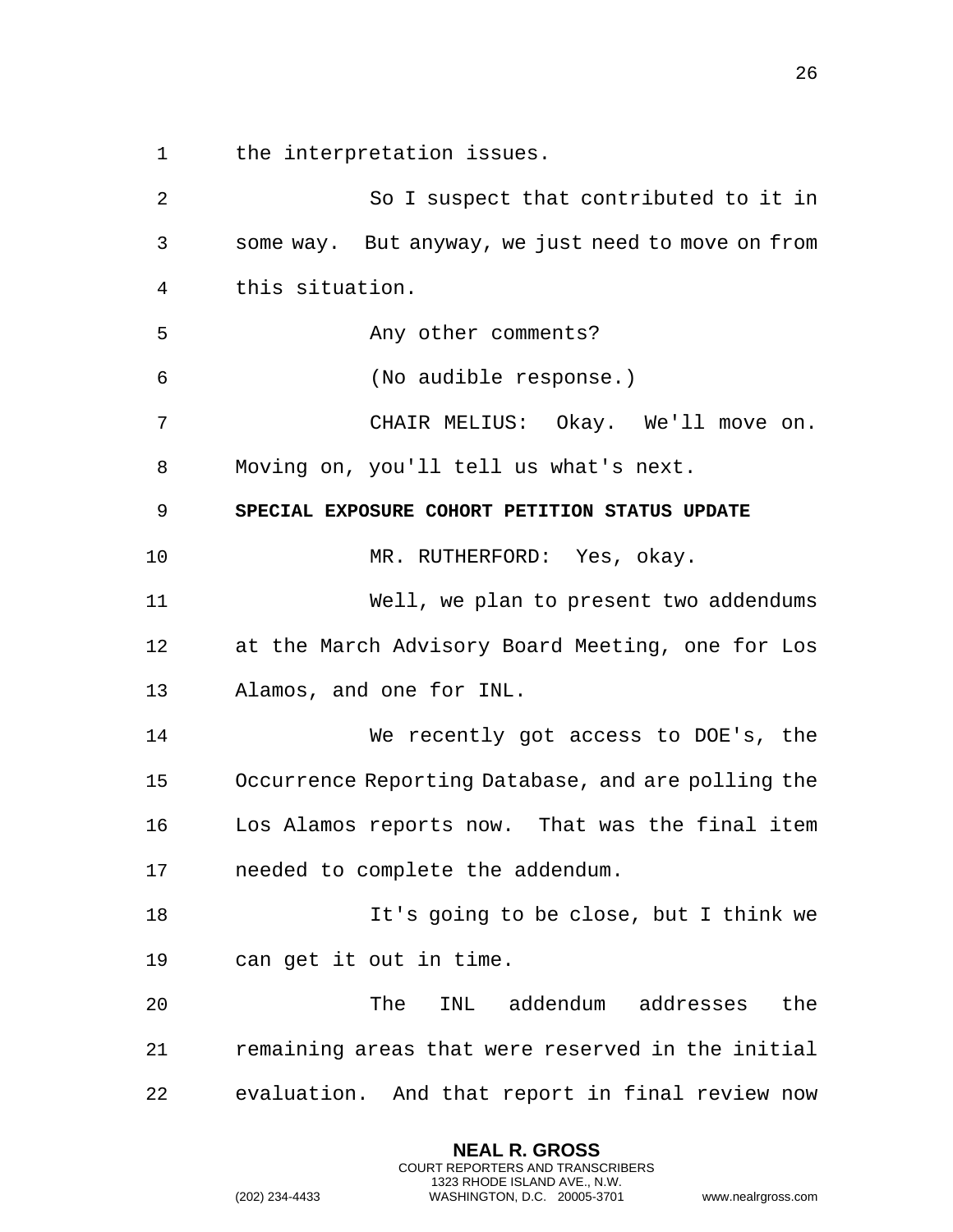the interpretation issues.

So I suspect that contributed to it in some way. But anyway, we just need to move on from this situation.

Any other comments?

(No audible response.)

CHAIR MELIUS: Okay. We'll move on. Moving on, you'll tell us what's next.

**SPECIAL EXPOSURE COHORT PETITION STATUS UPDATE**

MR. RUTHERFORD: Yes, okay.

Well, we plan to present two addendums at the March Advisory Board Meeting, one for Los Alamos, and one for INL.

We recently got access to DOE's, the Occurrence Reporting Database, and are polling the Los Alamos reports now. That was the final item needed to complete the addendum.

It's going to be close, but I think we can get it out in time.

The INL addendum addresses the remaining areas that were reserved in the initial evaluation. And that report in final review now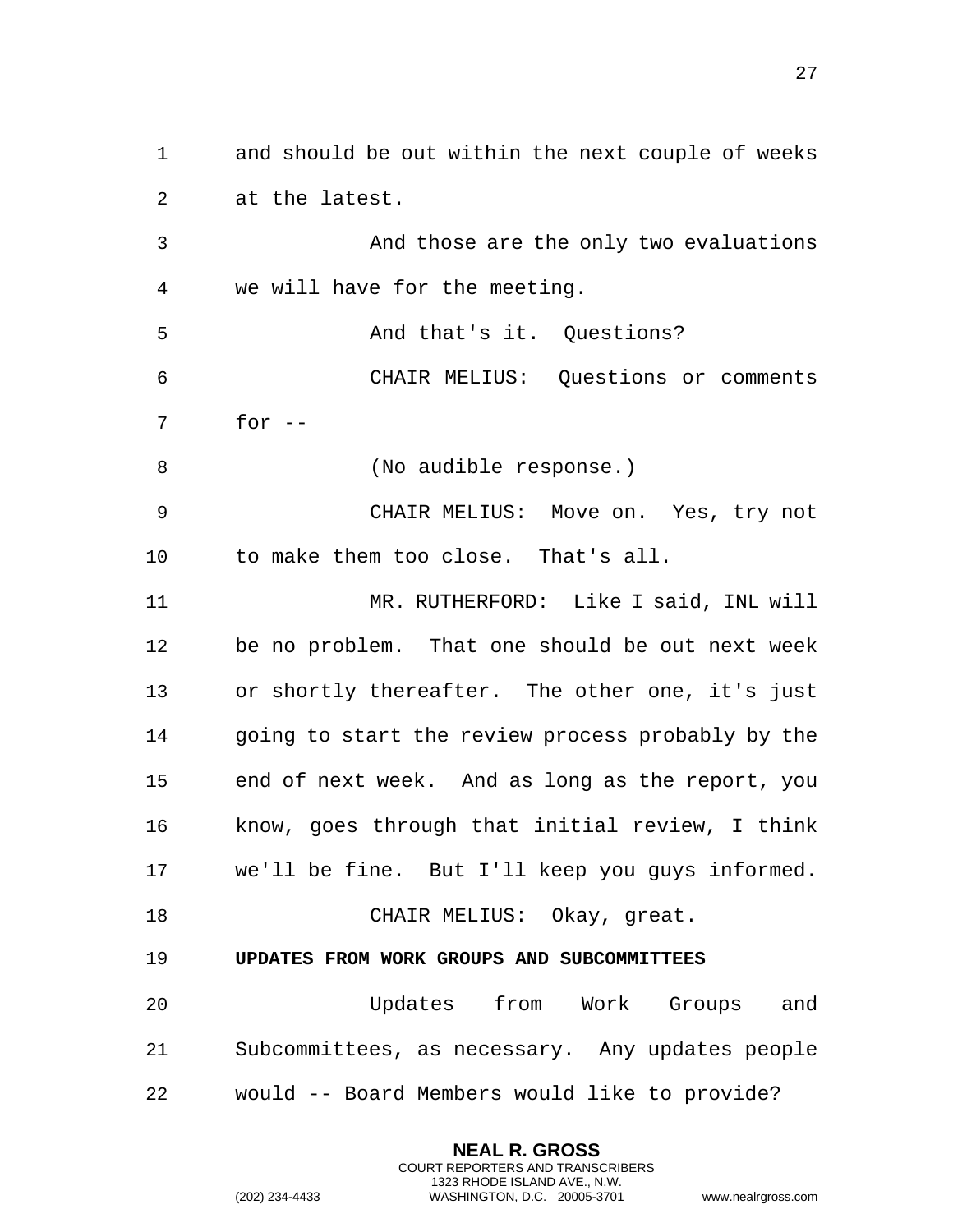and should be out within the next couple of weeks at the latest.

And those are the only two evaluations we will have for the meeting.

And that's it. Questions?

CHAIR MELIUS: Questions or comments for --

(No audible response.)

CHAIR MELIUS: Move on. Yes, try not to make them too close. That's all.

MR. RUTHERFORD: Like I said, INL will be no problem. That one should be out next week or shortly thereafter. The other one, it's just going to start the review process probably by the end of next week. And as long as the report, you know, goes through that initial review, I think we'll be fine. But I'll keep you guys informed.

CHAIR MELIUS: Okay, great.

**UPDATES FROM WORK GROUPS AND SUBCOMMITTEES**

Updates from Work Groups and Subcommittees, as necessary. Any updates people would -- Board Members would like to provide?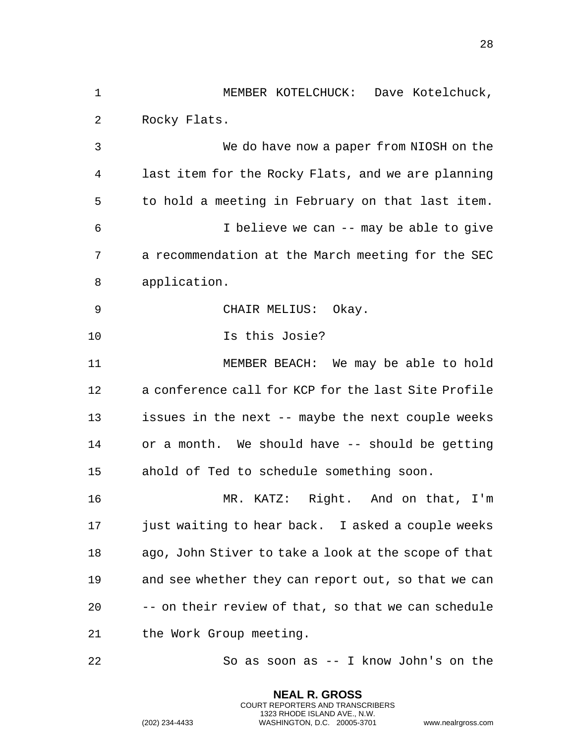MEMBER KOTELCHUCK: Dave Kotelchuck, Rocky Flats.

We do have now a paper from NIOSH on the last item for the Rocky Flats, and we are planning to hold a meeting in February on that last item.

I believe we can -- may be able to give a recommendation at the March meeting for the SEC application.

CHAIR MELIUS: Okay.

Is this Josie?

MEMBER BEACH: We may be able to hold a conference call for KCP for the last Site Profile issues in the next -- maybe the next couple weeks or a month. We should have -- should be getting ahold of Ted to schedule something soon.

MR. KATZ: Right. And on that, I'm just waiting to hear back. I asked a couple weeks ago, John Stiver to take a look at the scope of that and see whether they can report out, so that we can -- on their review of that, so that we can schedule the Work Group meeting.

So as soon as -- I know John's on the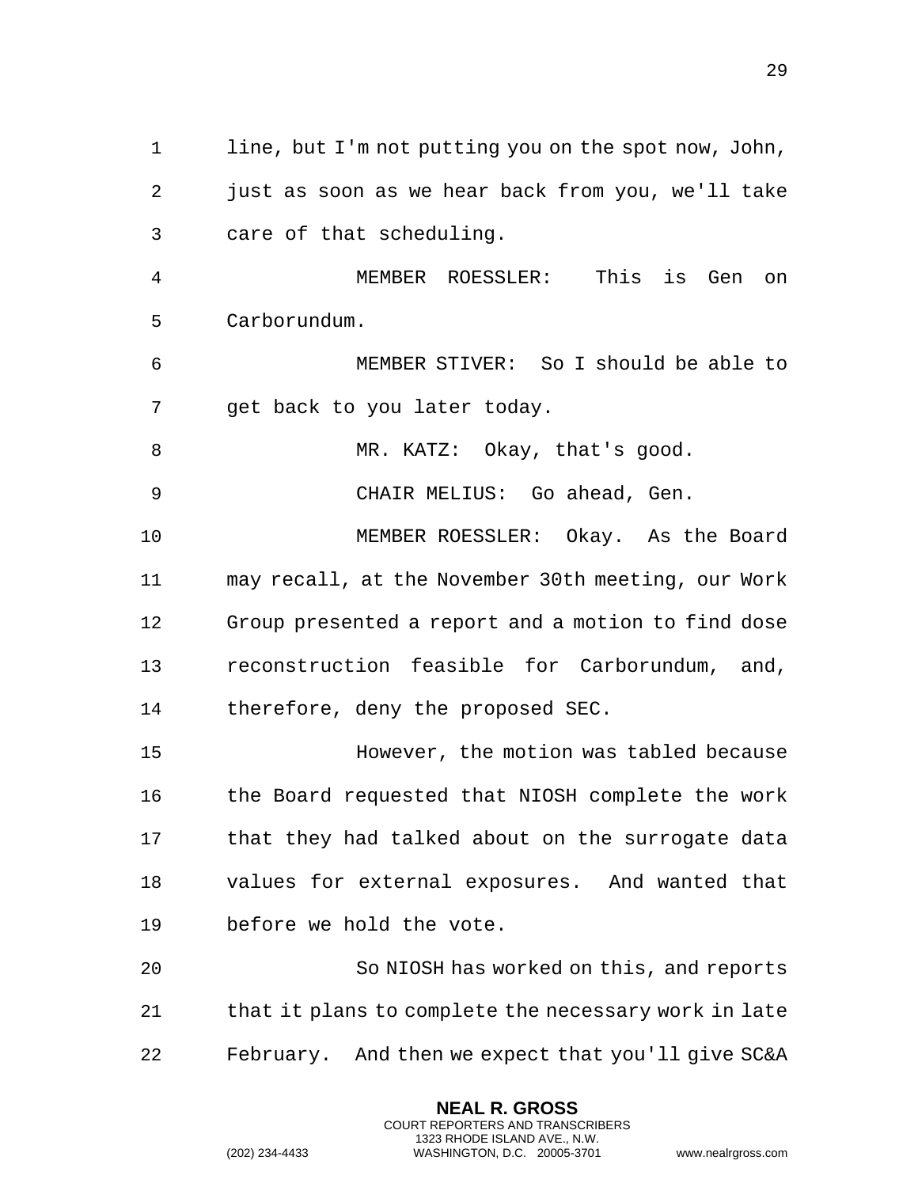line, but I'm not putting you on the spot now, John, just as soon as we hear back from you, we'll take care of that scheduling.

MEMBER ROESSLER: This is Gen on Carborundum.

MEMBER STIVER: So I should be able to get back to you later today.

MR. KATZ: Okay, that's good.

CHAIR MELIUS: Go ahead, Gen.

MEMBER ROESSLER: Okay. As the Board may recall, at the November 30th meeting, our Work Group presented a report and a motion to find dose reconstruction feasible for Carborundum, and, therefore, deny the proposed SEC.

However, the motion was tabled because the Board requested that NIOSH complete the work that they had talked about on the surrogate data values for external exposures. And wanted that before we hold the vote.

So NIOSH has worked on this, and reports that it plans to complete the necessary work in late February. And then we expect that you'll give SC&A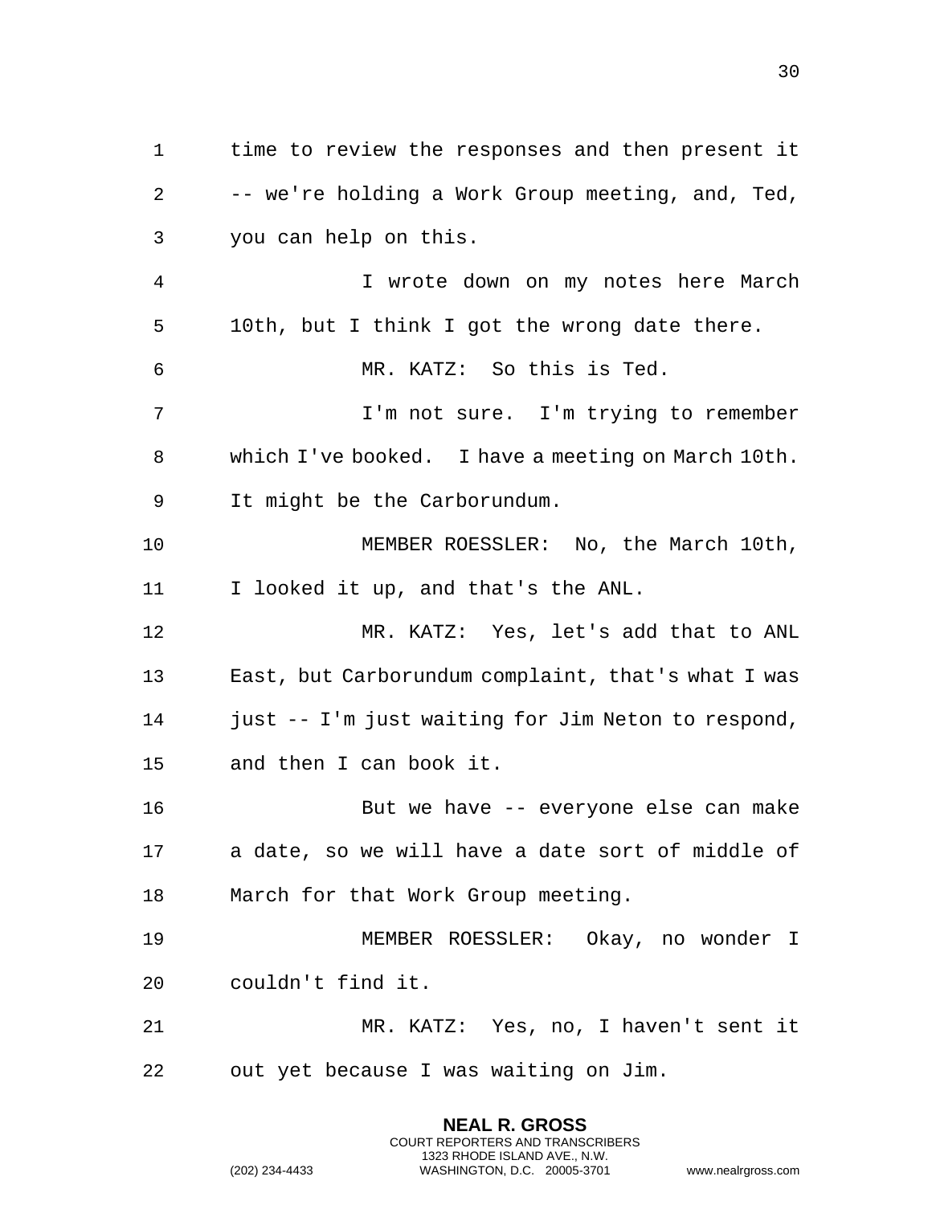time to review the responses and then present it -- we're holding a Work Group meeting, and, Ted, you can help on this.

I wrote down on my notes here March 10th, but I think I got the wrong date there.

MR. KATZ: So this is Ted.

I'm not sure. I'm trying to remember which I've booked. I have a meeting on March 10th. It might be the Carborundum.

MEMBER ROESSLER: No, the March 10th, I looked it up, and that's the ANL.

MR. KATZ: Yes, let's add that to ANL East, but Carborundum complaint, that's what I was just -- I'm just waiting for Jim Neton to respond, and then I can book it.

But we have -- everyone else can make a date, so we will have a date sort of middle of March for that Work Group meeting.

MEMBER ROESSLER: Okay, no wonder I couldn't find it.

MR. KATZ: Yes, no, I haven't sent it out yet because I was waiting on Jim.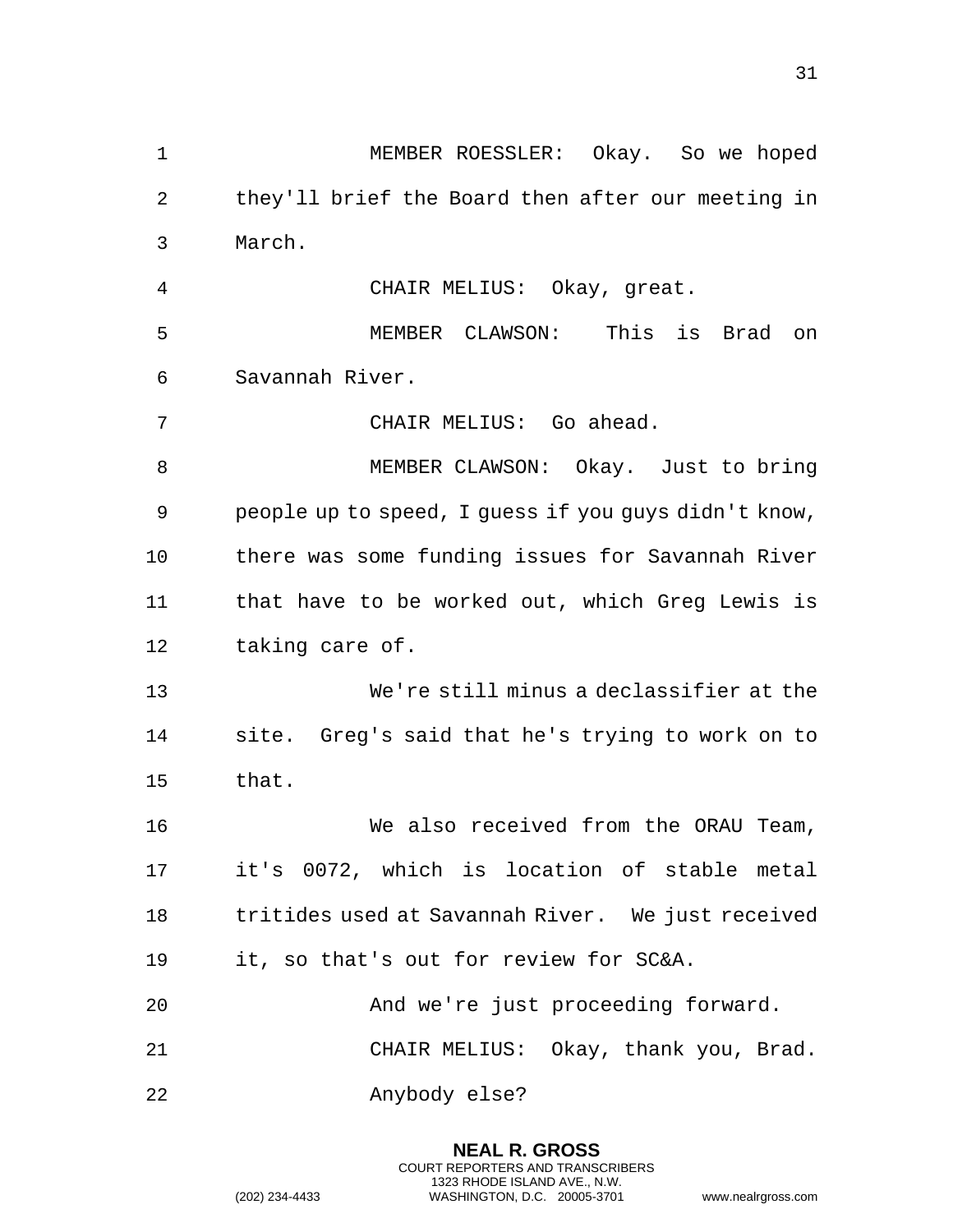MEMBER ROESSLER: Okay. So we hoped they'll brief the Board then after our meeting in March.

CHAIR MELIUS: Okay, great.

MEMBER CLAWSON: This is Brad on Savannah River.

CHAIR MELIUS: Go ahead.

MEMBER CLAWSON: Okay. Just to bring people up to speed, I guess if you guys didn't know, there was some funding issues for Savannah River that have to be worked out, which Greg Lewis is taking care of.

We're still minus a declassifier at the site. Greg's said that he's trying to work on to that.

We also received from the ORAU Team, it's 0072, which is location of stable metal tritides used at Savannah River. We just received it, so that's out for review for SC&A.

And we're just proceeding forward.

CHAIR MELIUS: Okay, thank you, Brad.

Anybody else?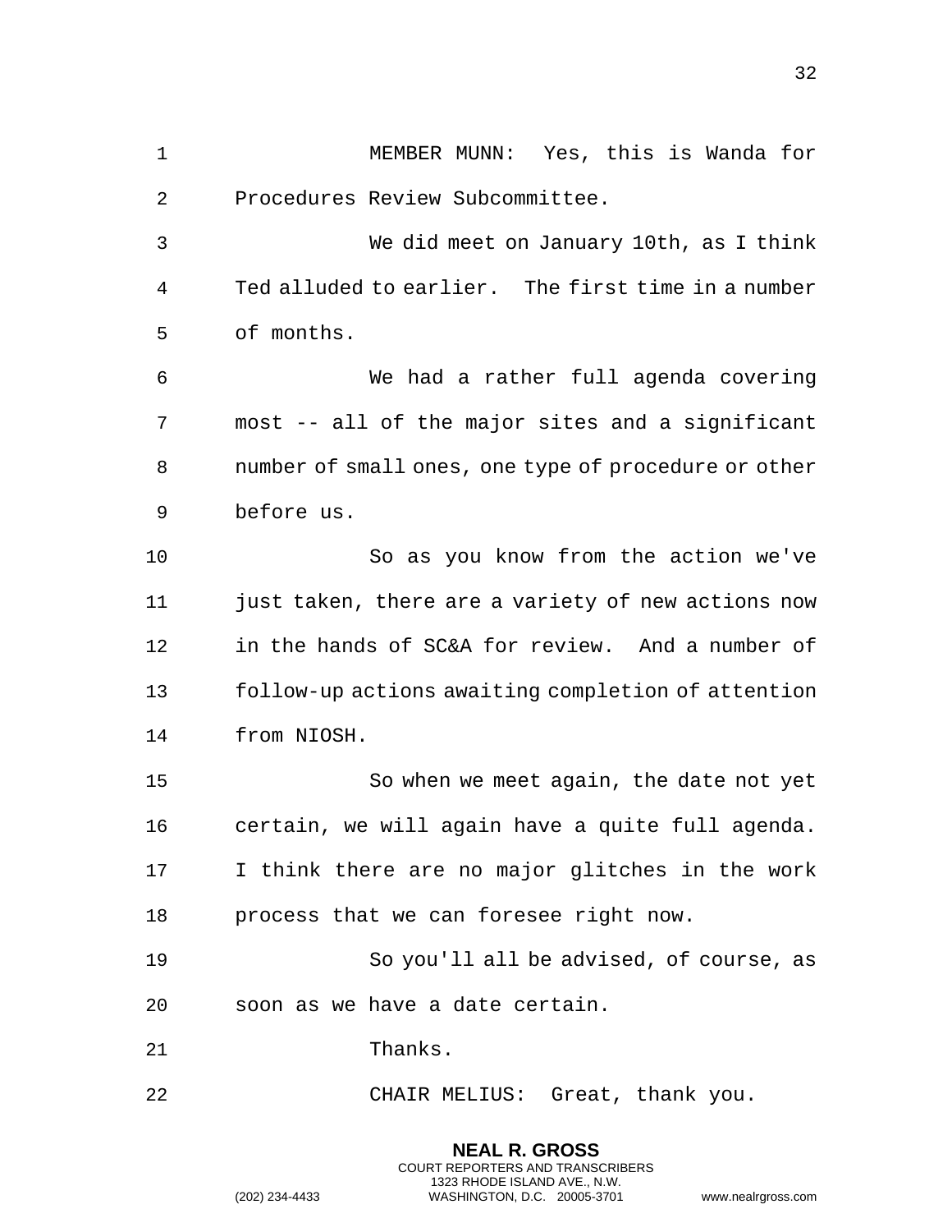MEMBER MUNN: Yes, this is Wanda for Procedures Review Subcommittee.

We did meet on January 10th, as I think Ted alluded to earlier. The first time in a number of months.

We had a rather full agenda covering most -- all of the major sites and a significant number of small ones, one type of procedure or other before us.

So as you know from the action we've just taken, there are a variety of new actions now in the hands of SC&A for review. And a number of follow-up actions awaiting completion of attention from NIOSH.

So when we meet again, the date not yet certain, we will again have a quite full agenda. I think there are no major glitches in the work process that we can foresee right now.

So you'll all be advised, of course, as soon as we have a date certain.

Thanks.

CHAIR MELIUS: Great, thank you.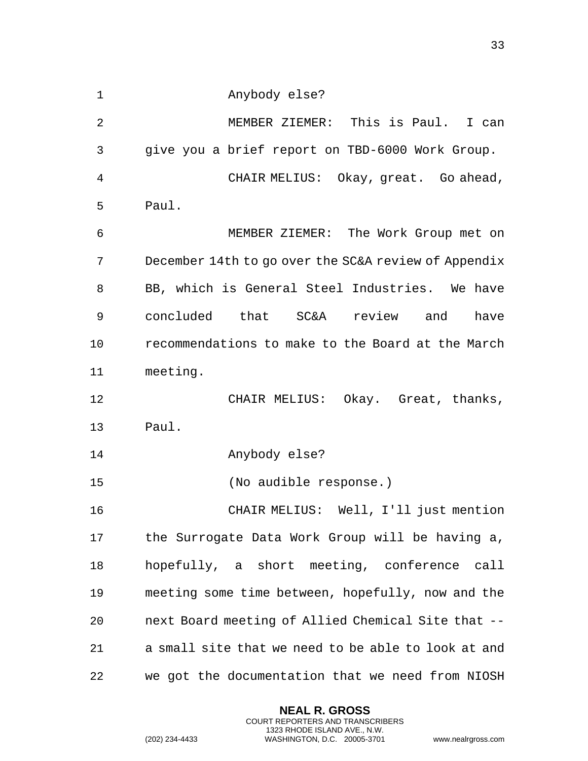Anybody else?

MEMBER ZIEMER: This is Paul. I can give you a brief report on TBD-6000 Work Group.

CHAIR MELIUS: Okay, great. Go ahead, Paul.

MEMBER ZIEMER: The Work Group met on December 14th to go over the SC&A review of Appendix BB, which is General Steel Industries. We have concluded that SC&A review and have recommendations to make to the Board at the March meeting.

CHAIR MELIUS: Okay. Great, thanks, Paul.

Anybody else?

(No audible response.)

CHAIR MELIUS: Well, I'll just mention the Surrogate Data Work Group will be having a, hopefully, a short meeting, conference call meeting some time between, hopefully, now and the next Board meeting of Allied Chemical Site that -- a small site that we need to be able to look at and we got the documentation that we need from NIOSH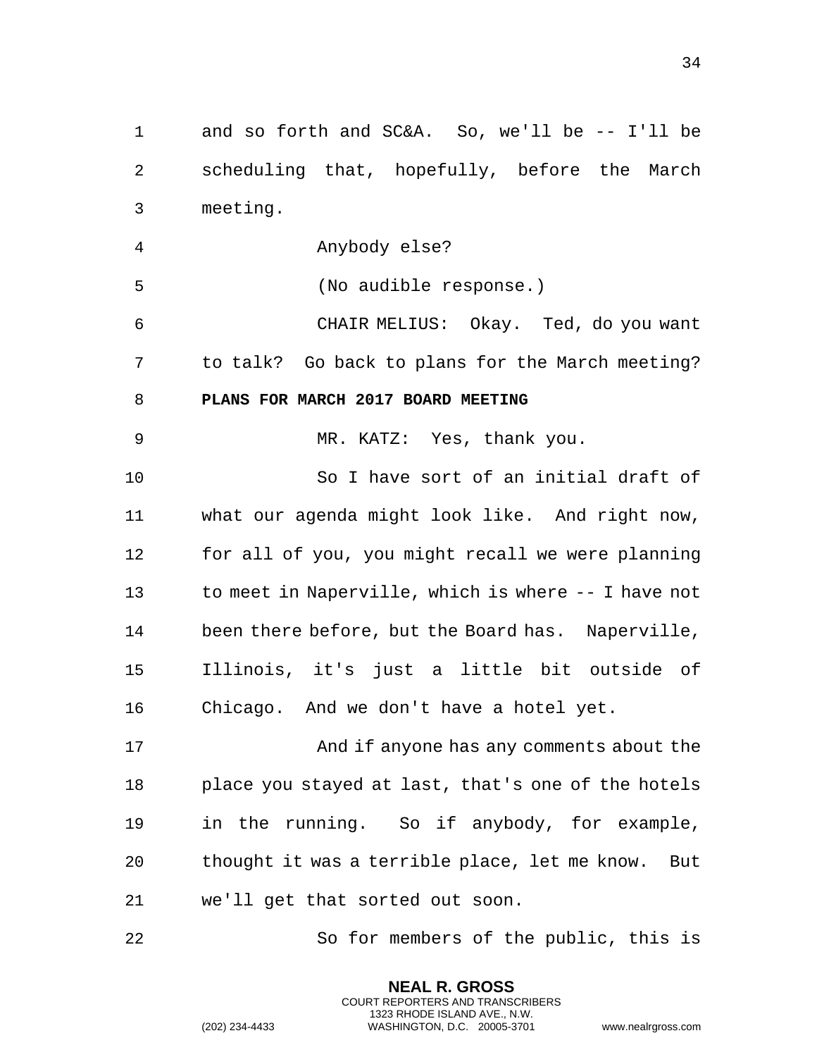and so forth and SC&A. So, we'll be -- I'll be scheduling that, hopefully, before the March meeting.

Anybody else?

(No audible response.)

CHAIR MELIUS: Okay. Ted, do you want to talk? Go back to plans for the March meeting?

**PLANS FOR MARCH 2017 BOARD MEETING**

MR. KATZ: Yes, thank you.

So I have sort of an initial draft of what our agenda might look like. And right now, for all of you, you might recall we were planning to meet in Naperville, which is where -- I have not been there before, but the Board has. Naperville, Illinois, it's just a little bit outside of Chicago. And we don't have a hotel yet.

And if anyone has any comments about the place you stayed at last, that's one of the hotels in the running. So if anybody, for example, thought it was a terrible place, let me know. But we'll get that sorted out soon.

So for members of the public, this is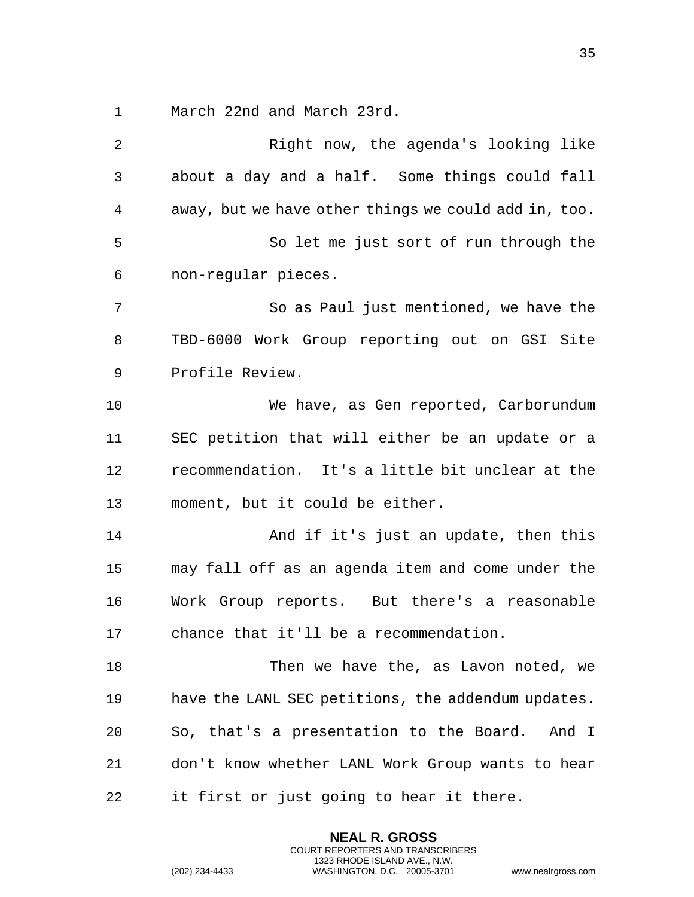March 22nd and March 23rd.

Right now, the agenda's looking like about a day and a half. Some things could fall away, but we have other things we could add in, too.

So let me just sort of run through the non-regular pieces.

So as Paul just mentioned, we have the TBD-6000 Work Group reporting out on GSI Site Profile Review.

We have, as Gen reported, Carborundum SEC petition that will either be an update or a recommendation. It's a little bit unclear at the moment, but it could be either.

And if it's just an update, then this may fall off as an agenda item and come under the Work Group reports. But there's a reasonable chance that it'll be a recommendation.

Then we have the, as Lavon noted, we have the LANL SEC petitions, the addendum updates. So, that's a presentation to the Board. And I don't know whether LANL Work Group wants to hear it first or just going to hear it there.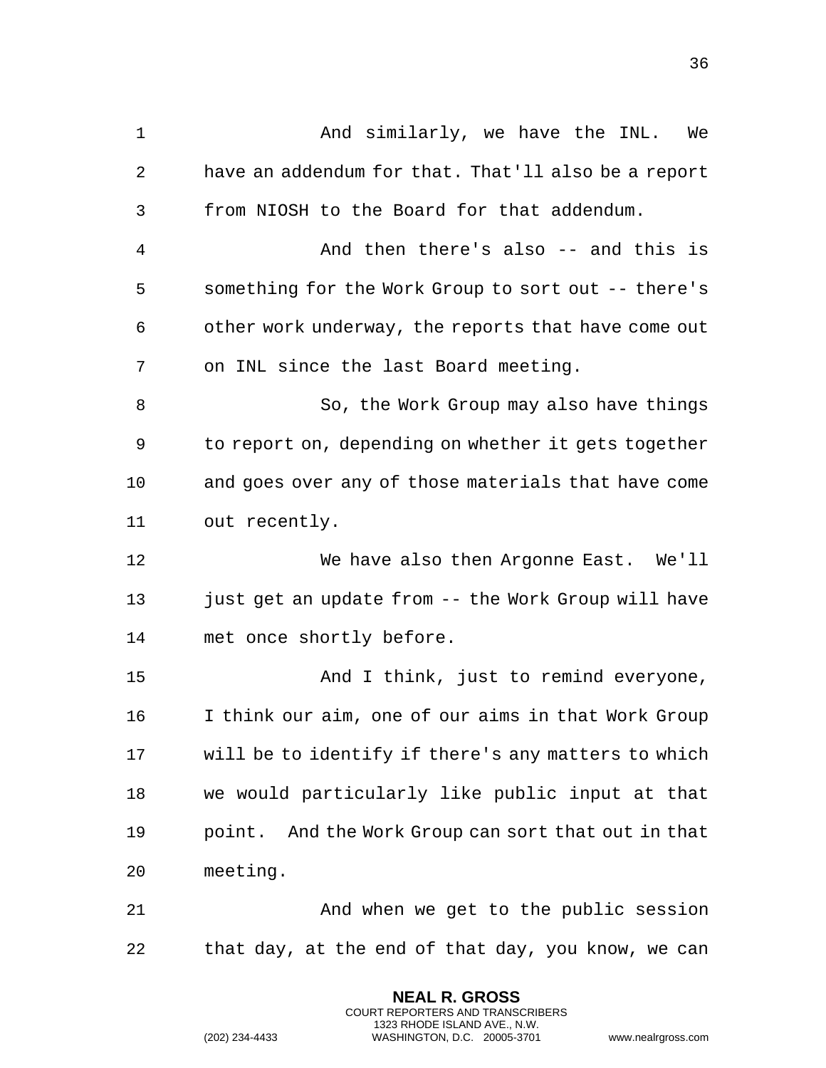And similarly, we have the INL. We have an addendum for that. That'll also be a report from NIOSH to the Board for that addendum.

And then there's also -- and this is something for the Work Group to sort out -- there's other work underway, the reports that have come out on INL since the last Board meeting.

So, the Work Group may also have things to report on, depending on whether it gets together and goes over any of those materials that have come out recently.

We have also then Argonne East. We'll just get an update from -- the Work Group will have met once shortly before.

And I think, just to remind everyone, I think our aim, one of our aims in that Work Group will be to identify if there's any matters to which we would particularly like public input at that point. And the Work Group can sort that out in that meeting.

And when we get to the public session that day, at the end of that day, you know, we can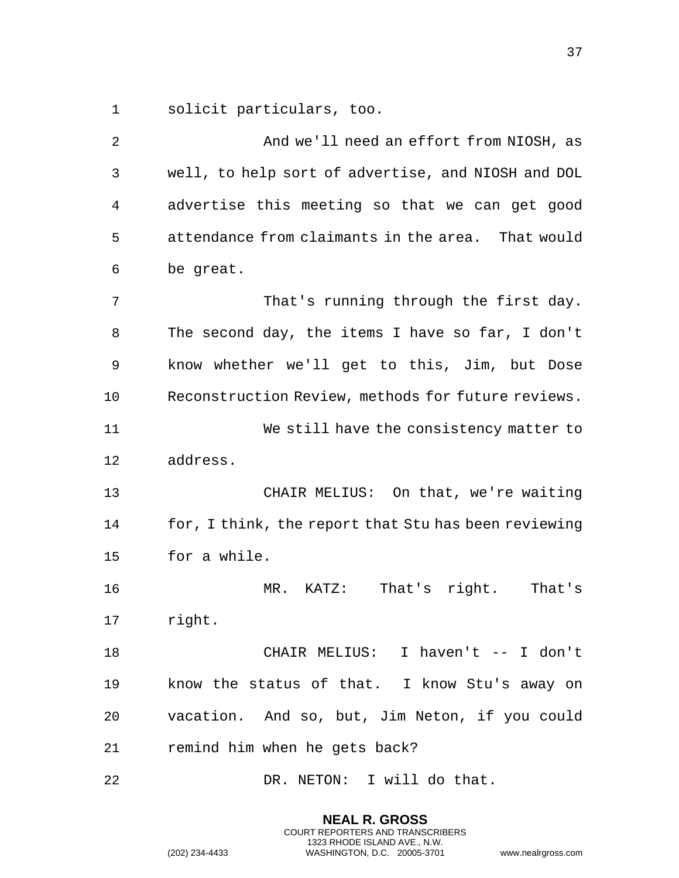solicit particulars, too.

And we'll need an effort from NIOSH, as well, to help sort of advertise, and NIOSH and DOL advertise this meeting so that we can get good attendance from claimants in the area. That would be great.

That's running through the first day. The second day, the items I have so far, I don't know whether we'll get to this, Jim, but Dose Reconstruction Review, methods for future reviews.

We still have the consistency matter to address.

CHAIR MELIUS: On that, we're waiting for, I think, the report that Stu has been reviewing for a while.

MR. KATZ: That's right. That's right.

CHAIR MELIUS: I haven't -- I don't know the status of that. I know Stu's away on vacation. And so, but, Jim Neton, if you could remind him when he gets back?

DR. NETON: I will do that.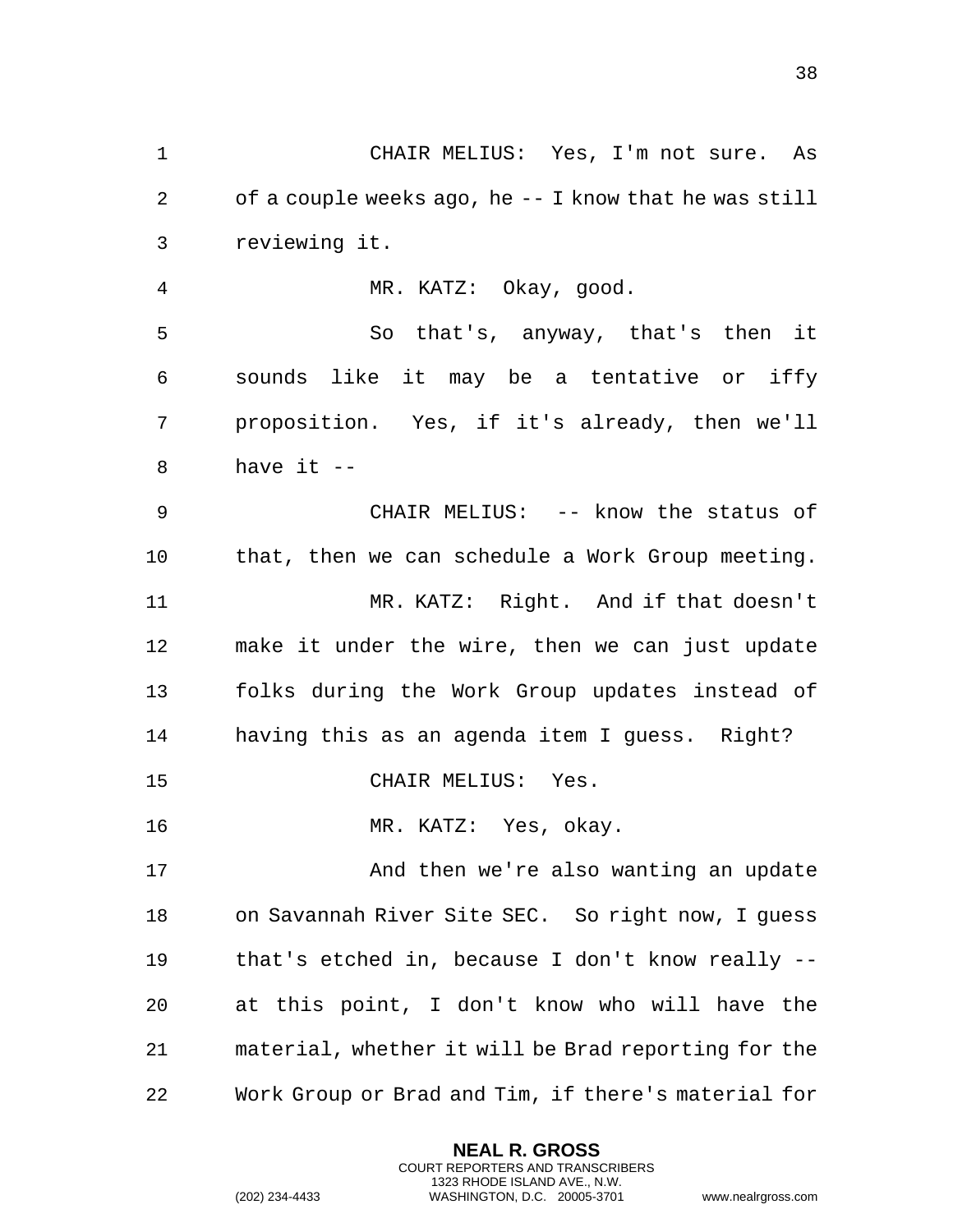CHAIR MELIUS: Yes, I'm not sure. As of a couple weeks ago, he -- I know that he was still reviewing it.

MR. KATZ: Okay, good.

So that's, anyway, that's then it sounds like it may be a tentative or iffy proposition. Yes, if it's already, then we'll have it --

CHAIR MELIUS: -- know the status of that, then we can schedule a Work Group meeting.

MR. KATZ: Right. And if that doesn't make it under the wire, then we can just update folks during the Work Group updates instead of having this as an agenda item I guess. Right?

CHAIR MELIUS: Yes.

MR. KATZ: Yes, okay.

And then we're also wanting an update on Savannah River Site SEC. So right now, I guess that's etched in, because I don't know really -- at this point, I don't know who will have the material, whether it will be Brad reporting for the Work Group or Brad and Tim, if there's material for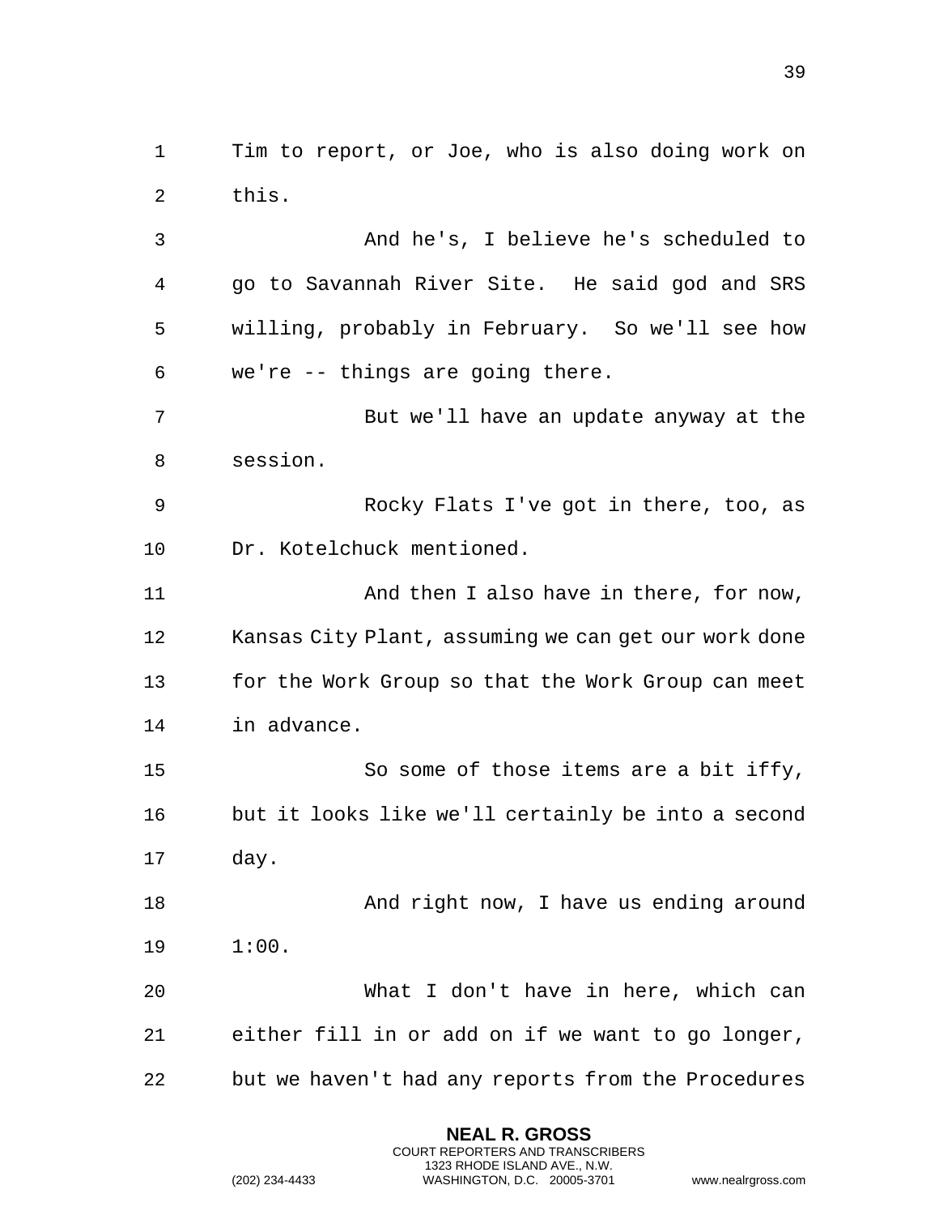Tim to report, or Joe, who is also doing work on this.

And he's, I believe he's scheduled to go to Savannah River Site. He said god and SRS willing, probably in February. So we'll see how we're -- things are going there.

But we'll have an update anyway at the session.

Rocky Flats I've got in there, too, as Dr. Kotelchuck mentioned.

And then I also have in there, for now, Kansas City Plant, assuming we can get our work done for the Work Group so that the Work Group can meet in advance.

So some of those items are a bit iffy, but it looks like we'll certainly be into a second day.

And right now, I have us ending around 1:00.

What I don't have in here, which can either fill in or add on if we want to go longer, but we haven't had any reports from the Procedures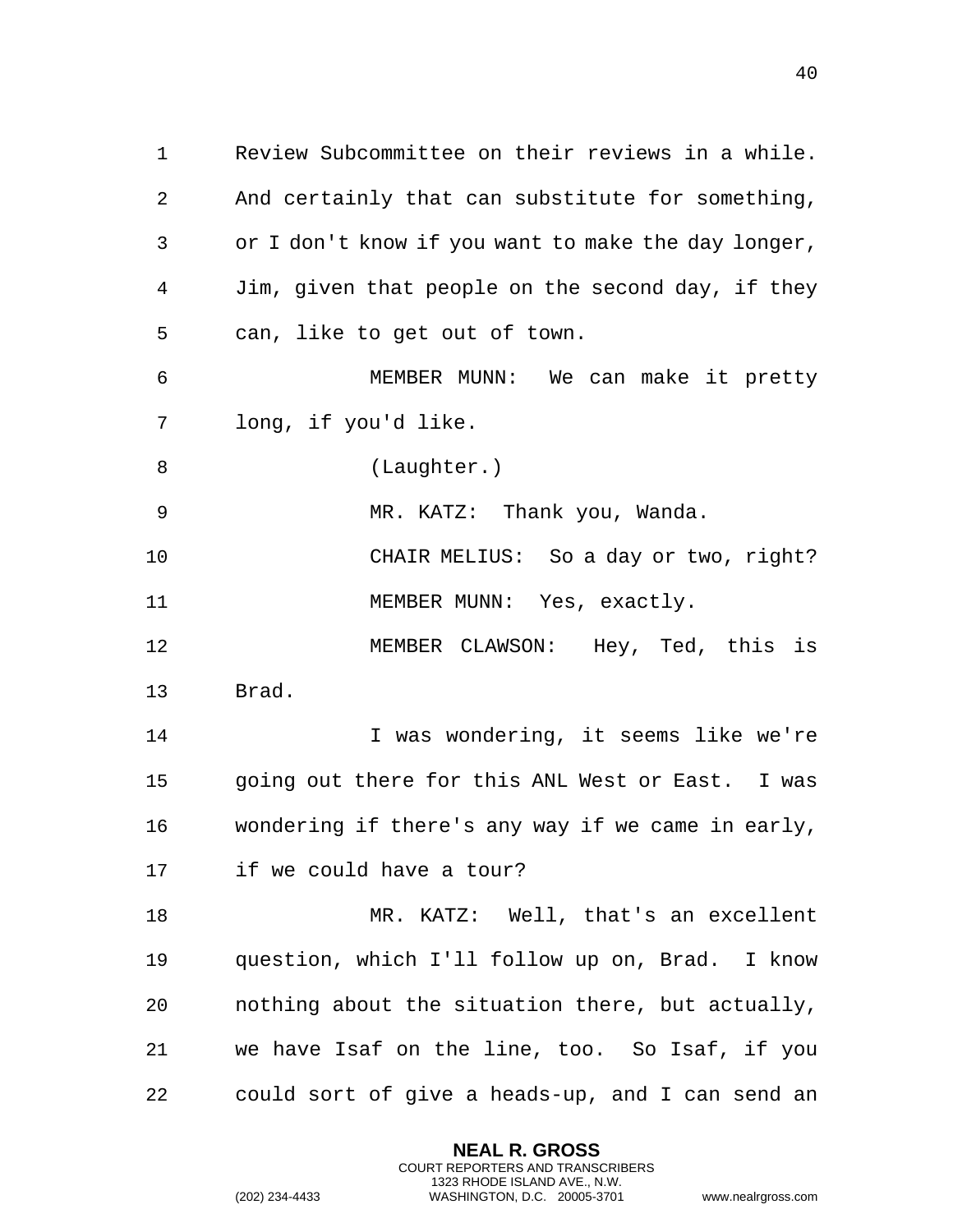Review Subcommittee on their reviews in a while. And certainly that can substitute for something, or I don't know if you want to make the day longer, Jim, given that people on the second day, if they can, like to get out of town.

MEMBER MUNN: We can make it pretty long, if you'd like.

(Laughter.)

MR. KATZ: Thank you, Wanda.

CHAIR MELIUS: So a day or two, right?

MEMBER MUNN: Yes, exactly.

MEMBER CLAWSON: Hey, Ted, this is Brad.

I was wondering, it seems like we're going out there for this ANL West or East. I was wondering if there's any way if we came in early, if we could have a tour?

MR. KATZ: Well, that's an excellent question, which I'll follow up on, Brad. I know nothing about the situation there, but actually, we have Isaf on the line, too. So Isaf, if you could sort of give a heads-up, and I can send an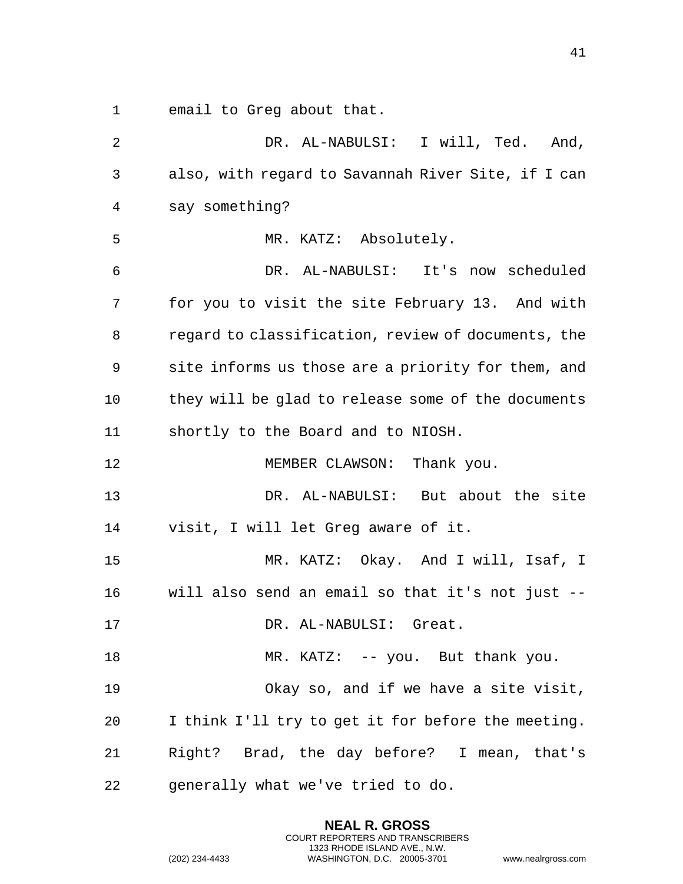email to Greg about that.

DR. AL-NABULSI: I will, Ted. And, also, with regard to Savannah River Site, if I can say something?

MR. KATZ: Absolutely.

DR. AL-NABULSI: It's now scheduled for you to visit the site February 13. And with regard to classification, review of documents, the site informs us those are a priority for them, and they will be glad to release some of the documents shortly to the Board and to NIOSH.

MEMBER CLAWSON: Thank you.

DR. AL-NABULSI: But about the site visit, I will let Greg aware of it.

MR. KATZ: Okay. And I will, Isaf, I will also send an email so that it's not just --

DR. AL-NABULSI: Great.

MR. KATZ: -- you. But thank you.

Okay so, and if we have a site visit, I think I'll try to get it for before the meeting. Right? Brad, the day before? I mean, that's generally what we've tried to do.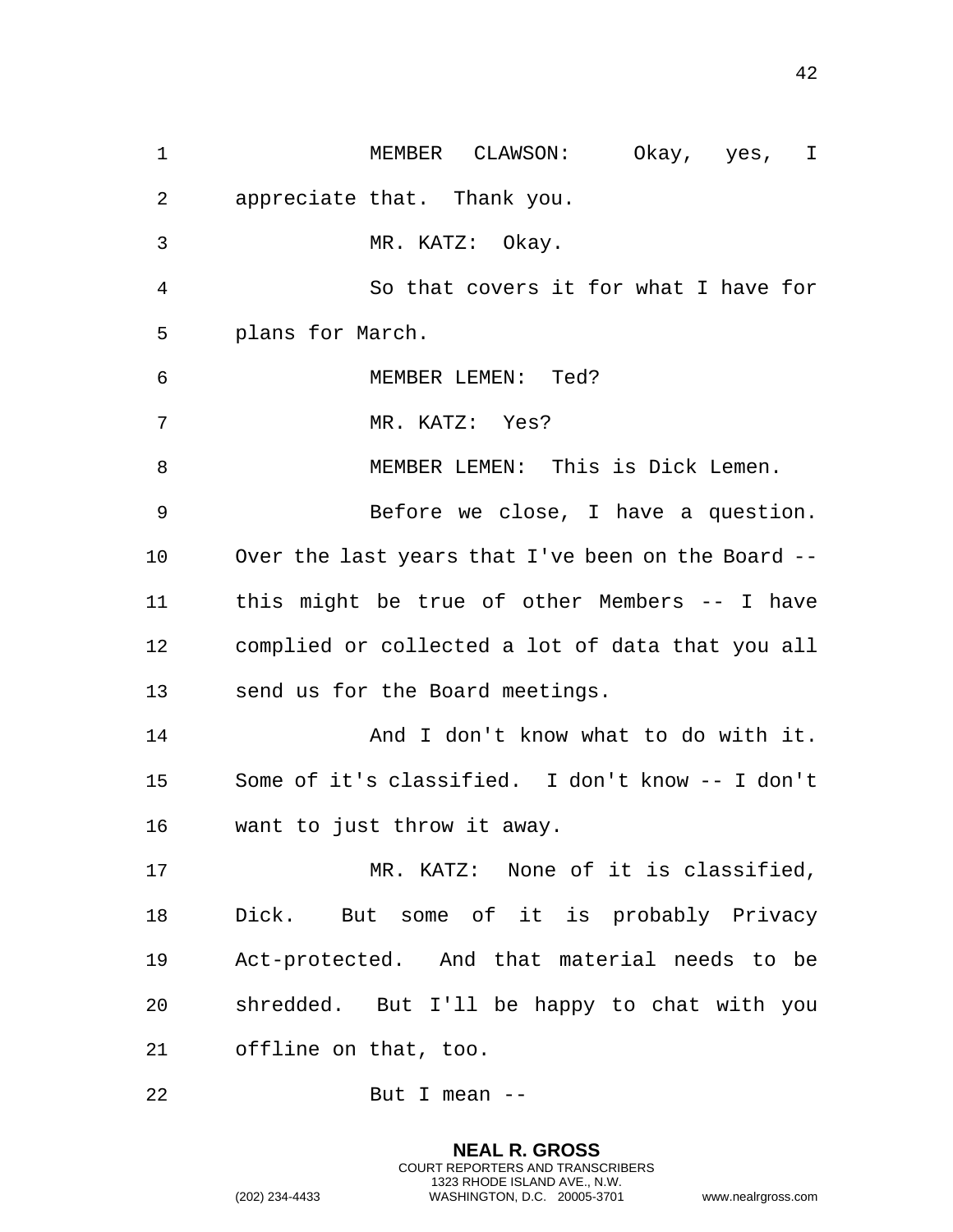MEMBER CLAWSON: Okay, yes, I appreciate that. Thank you.

MR. KATZ: Okay.

So that covers it for what I have for plans for March.

MEMBER LEMEN: Ted?

MR. KATZ: Yes?

MEMBER LEMEN: This is Dick Lemen.

Before we close, I have a question. Over the last years that I've been on the Board -- this might be true of other Members -- I have complied or collected a lot of data that you all send us for the Board meetings.

And I don't know what to do with it. Some of it's classified. I don't know -- I don't want to just throw it away.

MR. KATZ: None of it is classified, Dick. But some of it is probably Privacy Act-protected. And that material needs to be shredded. But I'll be happy to chat with you offline on that, too.

But I mean --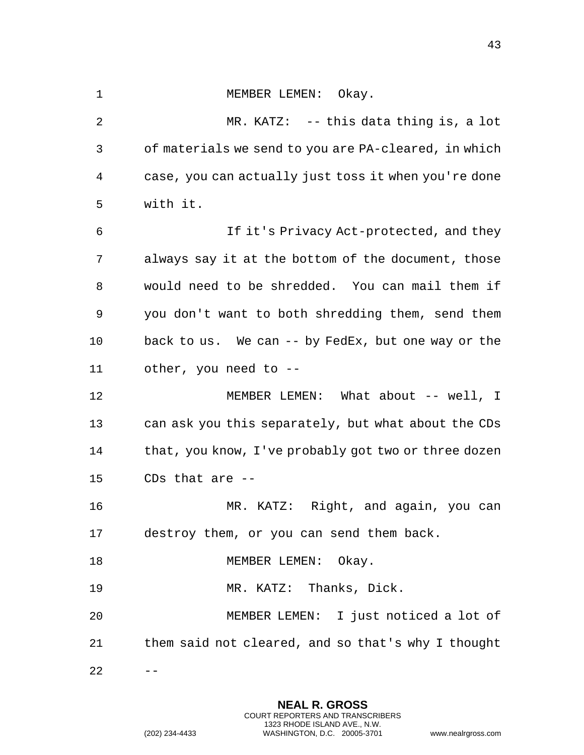MEMBER LEMEN: Okay.

MR. KATZ: -- this data thing is, a lot of materials we send to you are PA-cleared, in which case, you can actually just toss it when you're done with it.

If it's Privacy Act-protected, and they always say it at the bottom of the document, those would need to be shredded. You can mail them if you don't want to both shredding them, send them back to us. We can -- by FedEx, but one way or the other, you need to --

MEMBER LEMEN: What about -- well, I can ask you this separately, but what about the CDs that, you know, I've probably got two or three dozen CDs that are --

MR. KATZ: Right, and again, you can destroy them, or you can send them back.

MEMBER LEMEN: Okay.

MR. KATZ: Thanks, Dick.

MEMBER LEMEN: I just noticed a lot of them said not cleared, and so that's why I thought --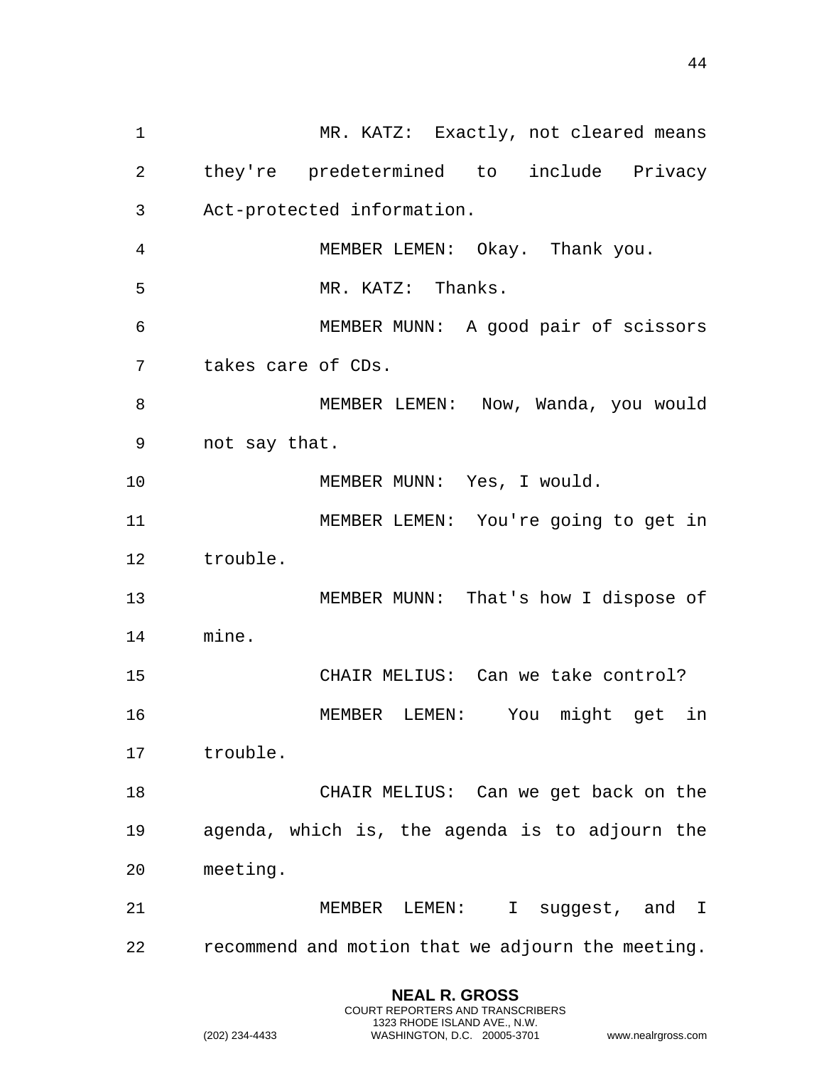MR. KATZ: Exactly, not cleared means they're predetermined to include Privacy Act-protected information.

MEMBER LEMEN: Okay. Thank you.

MR. KATZ: Thanks.

MEMBER MUNN: A good pair of scissors takes care of CDs.

MEMBER LEMEN: Now, Wanda, you would not say that.

MEMBER MUNN: Yes, I would.

MEMBER LEMEN: You're going to get in trouble.

MEMBER MUNN: That's how I dispose of mine.

CHAIR MELIUS: Can we take control?

MEMBER LEMEN: You might get in trouble.

CHAIR MELIUS: Can we get back on the agenda, which is, the agenda is to adjourn the meeting.

MEMBER LEMEN: I suggest, and I recommend and motion that we adjourn the meeting.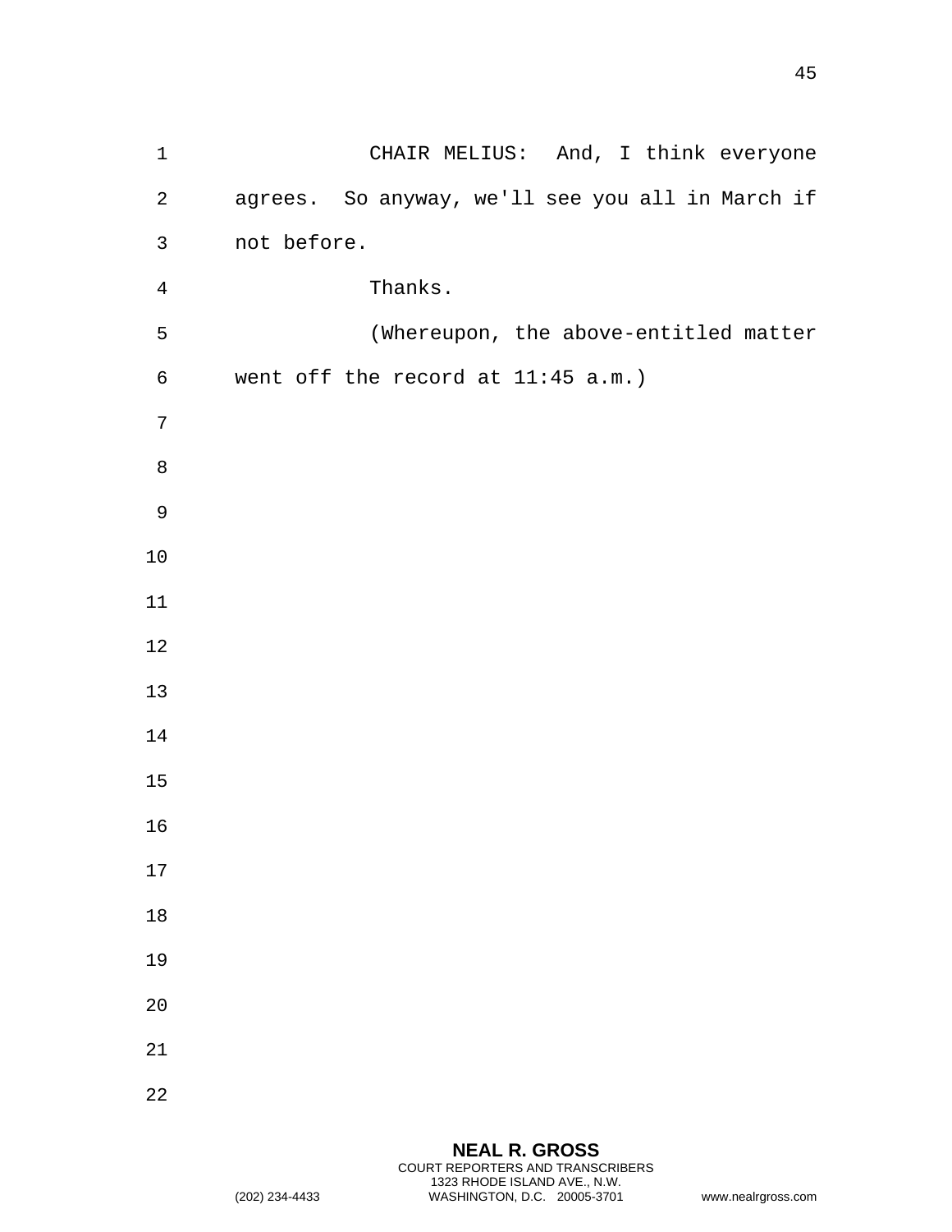CHAIR MELIUS: And, I think everyone agrees. So anyway, we'll see you all in March if not before.

Thanks.

(Whereupon, the above-entitled matter went off the record at 11:45 a.m.)